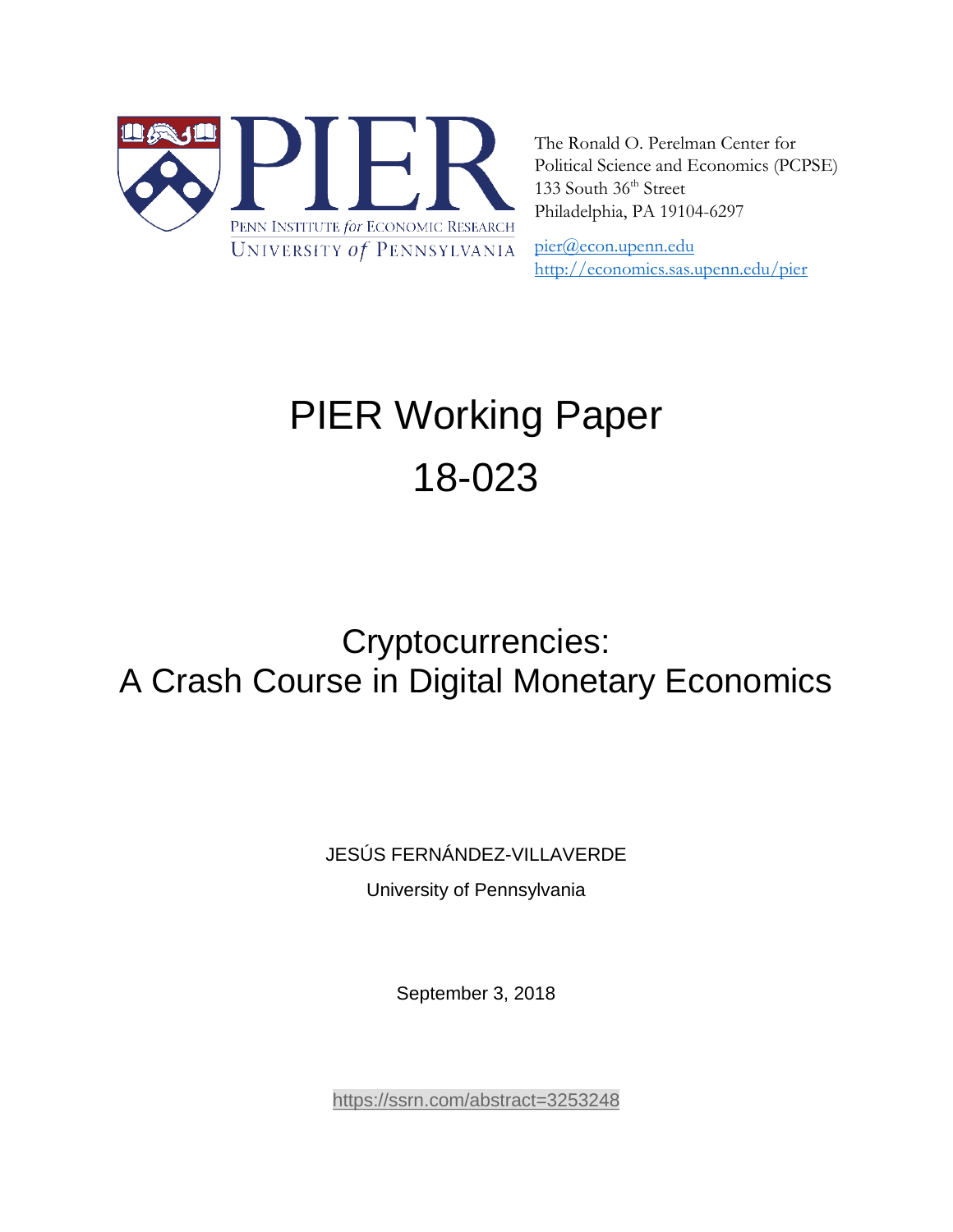PENN INSTITUTE for ECONOMIC RESEARCH
UNIVERSITY of PENNSYLVANIA

The Ronald O. Perelman Center for Political Science and Economics (PCPSE)
133 South 36th Street
Philadelphia, PA 19104-6297

pier@econ.upenn.edu
http://economics.sas.upenn.edu/pier

# PIER Working Paper 18-023

## Cryptocurrencies: A Crash Course in Digital Monetary Economics

JESÚS FERNÁNDEZ-VILLAVERDE

University of Pennsylvania

September 3, 2018

https://ssrn.com/abstract=3253248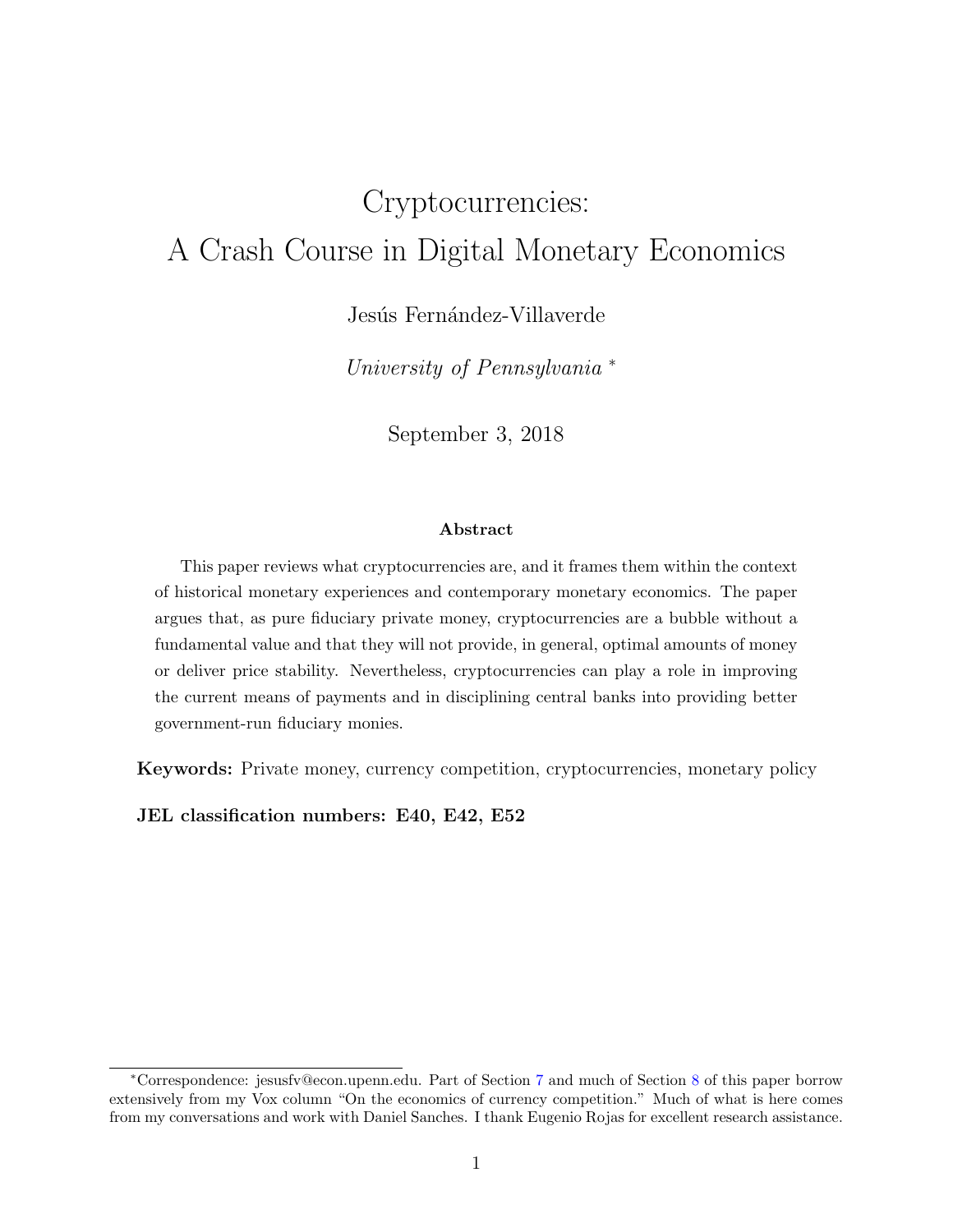# Cryptocurrencies: A Crash Course in Digital Monetary Economics

Jesús Fernández-Villaverde

*University of Pennsylvania* *

September 3, 2018

**Abstract**

This paper reviews what cryptocurrencies are, and it frames them within the context of historical monetary experiences and contemporary monetary economics. The paper argues that, as pure fiduciary private money, cryptocurrencies are a bubble without a fundamental value and that they will not provide, in general, optimal amounts of money or deliver price stability. Nevertheless, cryptocurrencies can play a role in improving the current means of payments and in disciplining central banks into providing better government-run fiduciary monies.

**Keywords:** Private money, currency competition, cryptocurrencies, monetary policy

**JEL classification numbers: E40, E42, E52**

---

*Correspondence: jesusfv@econ.upenn.edu. Part of Section 7 and much of Section 8 of this paper borrow extensively from my Vox column "On the economics of currency competition." Much of what is here comes from my conversations and work with Daniel Sanches. I thank Eugenio Rojas for excellent research assistance.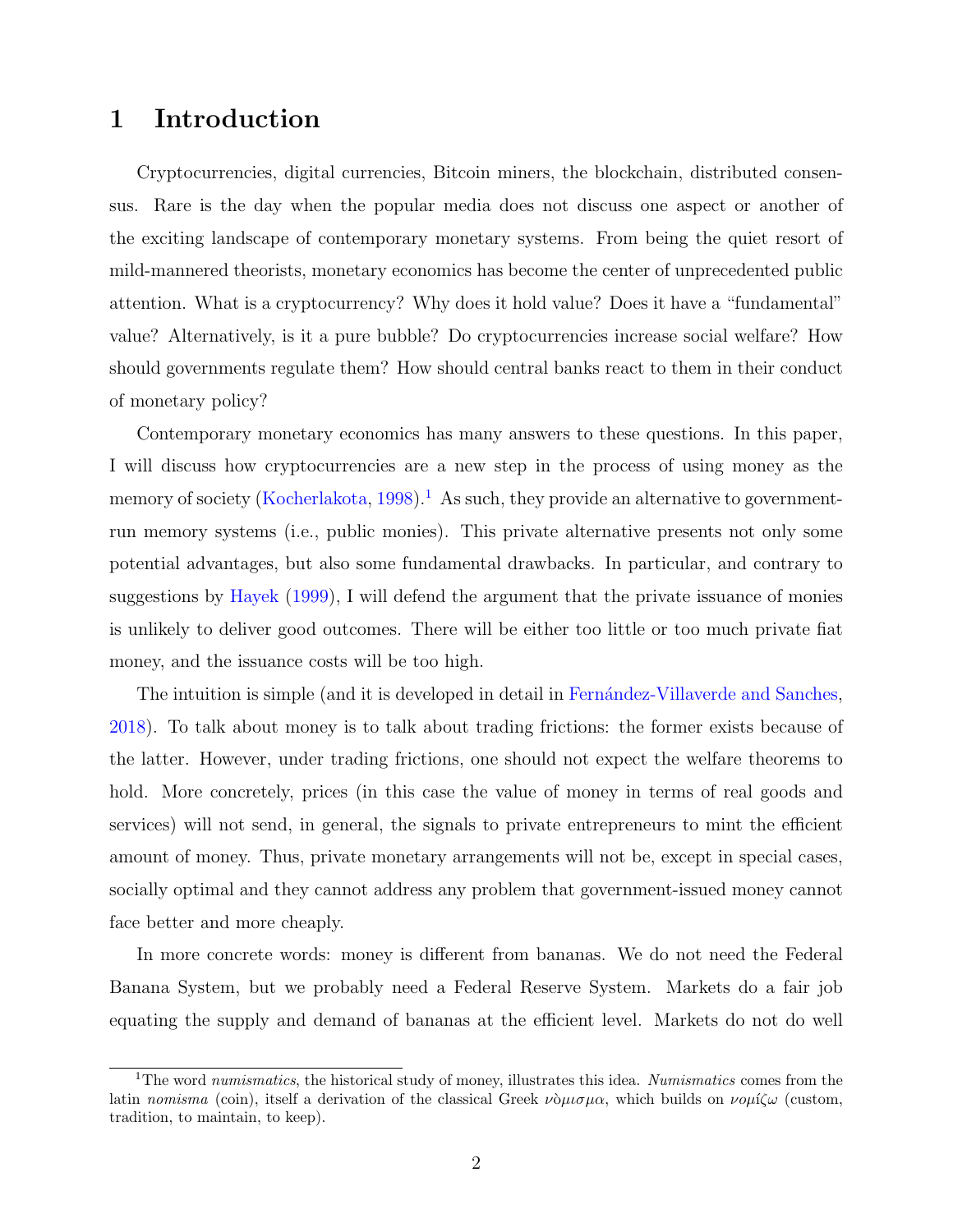# 1 Introduction

Cryptocurrencies, digital currencies, Bitcoin miners, the blockchain, distributed consensus. Rare is the day when the popular media does not discuss one aspect or another of the exciting landscape of contemporary monetary systems. From being the quiet resort of mild-mannered theorists, monetary economics has become the center of unprecedented public attention. What is a cryptocurrency? Why does it hold value? Does it have a "fundamental" value? Alternatively, is it a pure bubble? Do cryptocurrencies increase social welfare? How should governments regulate them? How should central banks react to them in their conduct of monetary policy?

Contemporary monetary economics has many answers to these questions. In this paper, I will discuss how cryptocurrencies are a new step in the process of using money as the memory of society (Kocherlakota, 1998).[1] As such, they provide an alternative to government-run memory systems (i.e., public monies). This private alternative presents not only some potential advantages, but also some fundamental drawbacks. In particular, and contrary to suggestions by Hayek (1999), I will defend the argument that the private issuance of monies is unlikely to deliver good outcomes. There will be either too little or too much private fiat money, and the issuance costs will be too high.

The intuition is simple (and it is developed in detail in Fernández-Villaverde and Sanches, 2018). To talk about money is to talk about trading frictions: the former exists because of the latter. However, under trading frictions, one should not expect the welfare theorems to hold. More concretely, prices (in this case the value of money in terms of real goods and services) will not send, in general, the signals to private entrepreneurs to mint the efficient amount of money. Thus, private monetary arrangements will not be, except in special cases, socially optimal and they cannot address any problem that government-issued money cannot face better and more cheaply.

In more concrete words: money is different from bananas. We do not need the Federal Banana System, but we probably need a Federal Reserve System. Markets do a fair job equating the supply and demand of bananas at the efficient level. Markets do not do well

[1] The word *numismatics*, the historical study of money, illustrates this idea. *Numismatics* comes from the latin *nomisma* (coin), itself a derivation of the classical Greek νὸμισμα, which builds on νομίζω (custom, tradition, to maintain, to keep).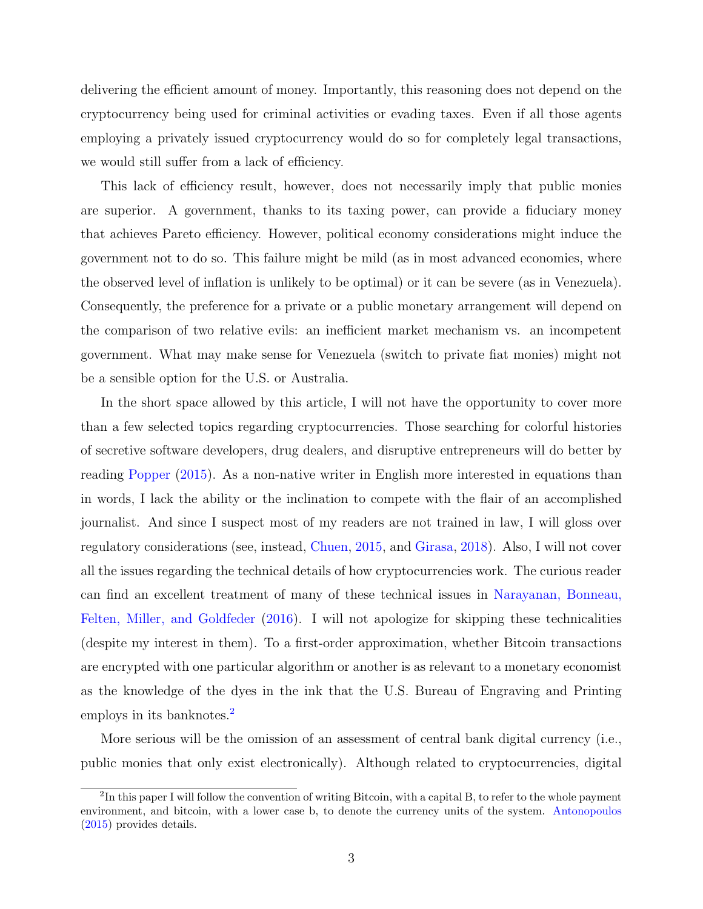delivering the efficient amount of money. Importantly, this reasoning does not depend on the cryptocurrency being used for criminal activities or evading taxes. Even if all those agents employing a privately issued cryptocurrency would do so for completely legal transactions, we would still suffer from a lack of efficiency.

This lack of efficiency result, however, does not necessarily imply that public monies are superior. A government, thanks to its taxing power, can provide a fiduciary money that achieves Pareto efficiency. However, political economy considerations might induce the government not to do so. This failure might be mild (as in most advanced economies, where the observed level of inflation is unlikely to be optimal) or it can be severe (as in Venezuela). Consequently, the preference for a private or a public monetary arrangement will depend on the comparison of two relative evils: an inefficient market mechanism vs. an incompetent government. What may make sense for Venezuela (switch to private fiat monies) might not be a sensible option for the U.S. or Australia.

In the short space allowed by this article, I will not have the opportunity to cover more than a few selected topics regarding cryptocurrencies. Those searching for colorful histories of secretive software developers, drug dealers, and disruptive entrepreneurs will do better by reading Popper (2015). As a non-native writer in English more interested in equations than in words, I lack the ability or the inclination to compete with the flair of an accomplished journalist. And since I suspect most of my readers are not trained in law, I will gloss over regulatory considerations (see, instead, Chuen, 2015, and Girasa, 2018). Also, I will not cover all the issues regarding the technical details of how cryptocurrencies work. The curious reader can find an excellent treatment of many of these technical issues in Narayanan, Bonneau, Felten, Miller, and Goldfeder (2016). I will not apologize for skipping these technicalities (despite my interest in them). To a first-order approximation, whether Bitcoin transactions are encrypted with one particular algorithm or another is as relevant to a monetary economist as the knowledge of the dyes in the ink that the U.S. Bureau of Engraving and Printing employs in its banknotes.[2]

More serious will be the omission of an assessment of central bank digital currency (i.e., public monies that only exist electronically). Although related to cryptocurrencies, digital

[2] In this paper I will follow the convention of writing Bitcoin, with a capital B, to refer to the whole payment environment, and bitcoin, with a lower case b, to denote the currency units of the system. Antonopoulos (2015) provides details.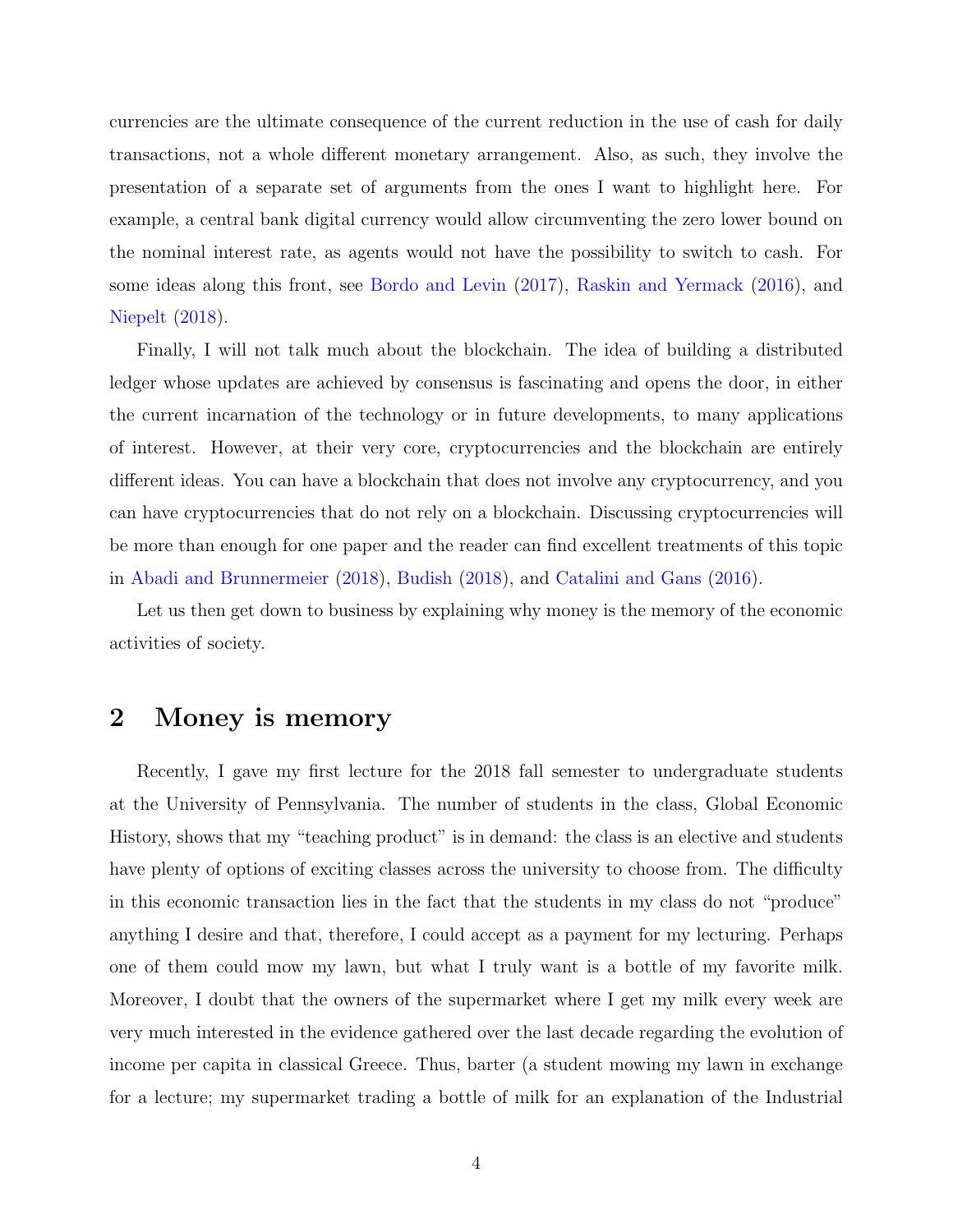currencies are the ultimate consequence of the current reduction in the use of cash for daily transactions, not a whole different monetary arrangement. Also, as such, they involve the presentation of a separate set of arguments from the ones I want to highlight here. For example, a central bank digital currency would allow circumventing the zero lower bound on the nominal interest rate, as agents would not have the possibility to switch to cash. For some ideas along this front, see Bordo and Levin (2017), Raskin and Yermack (2016), and Niepelt (2018).

Finally, I will not talk much about the blockchain. The idea of building a distributed ledger whose updates are achieved by consensus is fascinating and opens the door, in either the current incarnation of the technology or in future developments, to many applications of interest. However, at their very core, cryptocurrencies and the blockchain are entirely different ideas. You can have a blockchain that does not involve any cryptocurrency, and you can have cryptocurrencies that do not rely on a blockchain. Discussing cryptocurrencies will be more than enough for one paper and the reader can find excellent treatments of this topic in Abadi and Brunnermeier (2018), Budish (2018), and Catalini and Gans (2016).

Let us then get down to business by explaining why money is the memory of the economic activities of society.

## 2 Money is memory

Recently, I gave my first lecture for the 2018 fall semester to undergraduate students at the University of Pennsylvania. The number of students in the class, Global Economic History, shows that my "teaching product" is in demand: the class is an elective and students have plenty of options of exciting classes across the university to choose from. The difficulty in this economic transaction lies in the fact that the students in my class do not "produce" anything I desire and that, therefore, I could accept as a payment for my lecturing. Perhaps one of them could mow my lawn, but what I truly want is a bottle of my favorite milk. Moreover, I doubt that the owners of the supermarket where I get my milk every week are very much interested in the evidence gathered over the last decade regarding the evolution of income per capita in classical Greece. Thus, barter (a student mowing my lawn in exchange for a lecture; my supermarket trading a bottle of milk for an explanation of the Industrial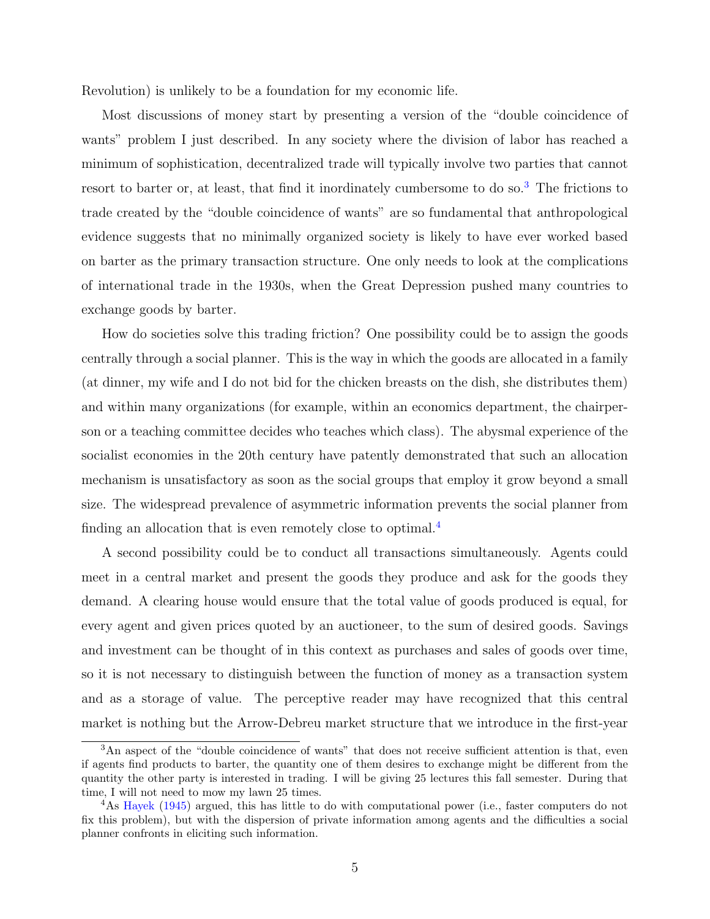Revolution) is unlikely to be a foundation for my economic life.

Most discussions of money start by presenting a version of the "double coincidence of wants" problem I just described. In any society where the division of labor has reached a minimum of sophistication, decentralized trade will typically involve two parties that cannot resort to barter or, at least, that find it inordinately cumbersome to do so.[3] The frictions to trade created by the "double coincidence of wants" are so fundamental that anthropological evidence suggests that no minimally organized society is likely to have ever worked based on barter as the primary transaction structure. One only needs to look at the complications of international trade in the 1930s, when the Great Depression pushed many countries to exchange goods by barter.

How do societies solve this trading friction? One possibility could be to assign the goods centrally through a social planner. This is the way in which the goods are allocated in a family (at dinner, my wife and I do not bid for the chicken breasts on the dish, she distributes them) and within many organizations (for example, within an economics department, the chairperson or a teaching committee decides who teaches which class). The abysmal experience of the socialist economies in the 20th century have patently demonstrated that such an allocation mechanism is unsatisfactory as soon as the social groups that employ it grow beyond a small size. The widespread prevalence of asymmetric information prevents the social planner from finding an allocation that is even remotely close to optimal.[4]

A second possibility could be to conduct all transactions simultaneously. Agents could meet in a central market and present the goods they produce and ask for the goods they demand. A clearing house would ensure that the total value of goods produced is equal, for every agent and given prices quoted by an auctioneer, to the sum of desired goods. Savings and investment can be thought of in this context as purchases and sales of goods over time, so it is not necessary to distinguish between the function of money as a transaction system and as a storage of value. The perceptive reader may have recognized that this central market is nothing but the Arrow-Debreu market structure that we introduce in the first-year

[3] An aspect of the "double coincidence of wants" that does not receive sufficient attention is that, even if agents find products to barter, the quantity one of them desires to exchange might be different from the quantity the other party is interested in trading. I will be giving 25 lectures this fall semester. During that time, I will not need to mow my lawn 25 times.

[4] As Hayek (1945) argued, this has little to do with computational power (i.e., faster computers do not fix this problem), but with the dispersion of private information among agents and the difficulties a social planner confronts in eliciting such information.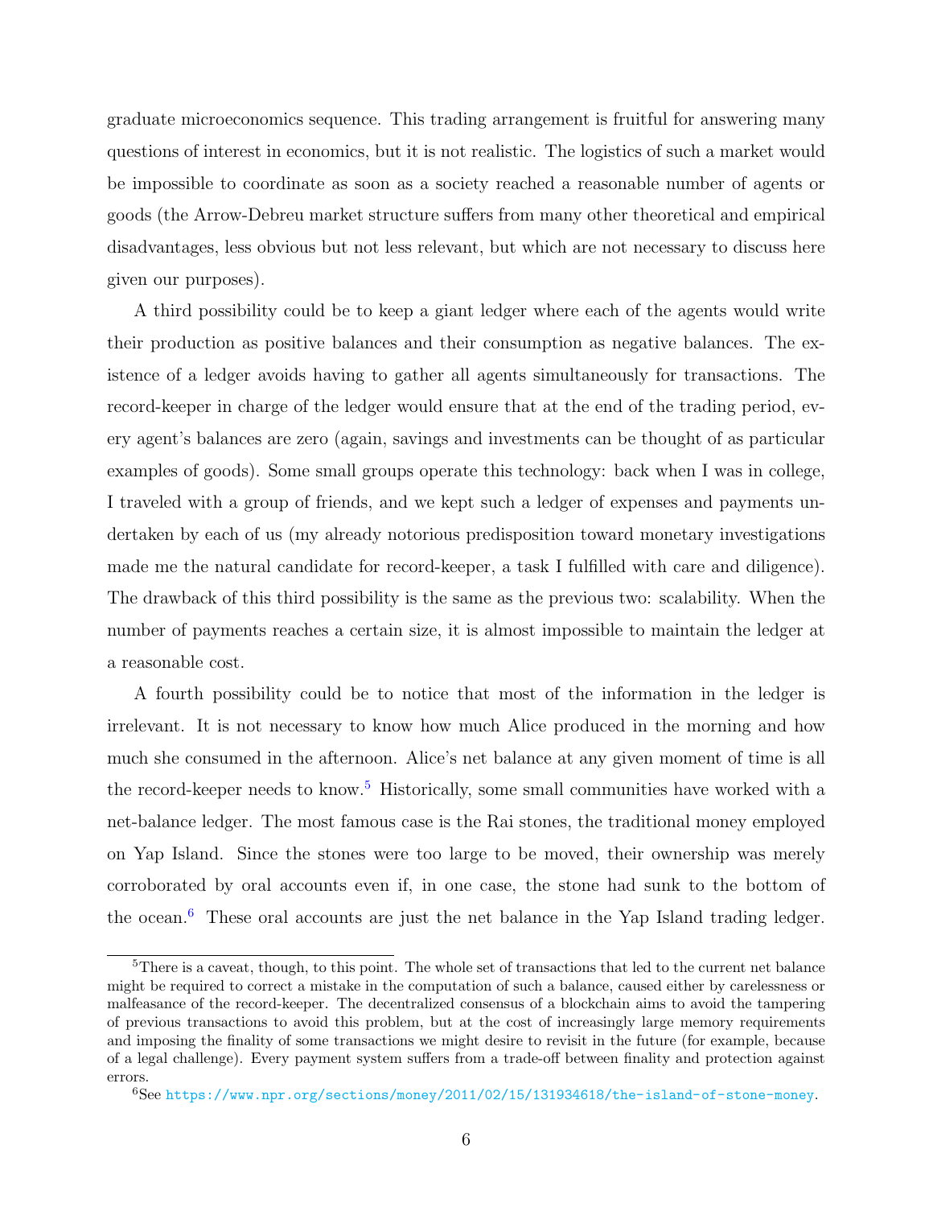graduate microeconomics sequence. This trading arrangement is fruitful for answering many questions of interest in economics, but it is not realistic. The logistics of such a market would be impossible to coordinate as soon as a society reached a reasonable number of agents or goods (the Arrow-Debreu market structure suffers from many other theoretical and empirical disadvantages, less obvious but not less relevant, but which are not necessary to discuss here given our purposes).

A third possibility could be to keep a giant ledger where each of the agents would write their production as positive balances and their consumption as negative balances. The existence of a ledger avoids having to gather all agents simultaneously for transactions. The record-keeper in charge of the ledger would ensure that at the end of the trading period, every agent's balances are zero (again, savings and investments can be thought of as particular examples of goods). Some small groups operate this technology: back when I was in college, I traveled with a group of friends, and we kept such a ledger of expenses and payments undertaken by each of us (my already notorious predisposition toward monetary investigations made me the natural candidate for record-keeper, a task I fulfilled with care and diligence). The drawback of this third possibility is the same as the previous two: scalability. When the number of payments reaches a certain size, it is almost impossible to maintain the ledger at a reasonable cost.

A fourth possibility could be to notice that most of the information in the ledger is irrelevant. It is not necessary to know how much Alice produced in the morning and how much she consumed in the afternoon. Alice's net balance at any given moment of time is all the record-keeper needs to know.[5] Historically, some small communities have worked with a net-balance ledger. The most famous case is the Rai stones, the traditional money employed on Yap Island. Since the stones were too large to be moved, their ownership was merely corroborated by oral accounts even if, in one case, the stone had sunk to the bottom of the ocean.[6] These oral accounts are just the net balance in the Yap Island trading ledger.

[5] There is a caveat, though, to this point. The whole set of transactions that led to the current net balance might be required to correct a mistake in the computation of such a balance, caused either by carelessness or malfeasance of the record-keeper. The decentralized consensus of a blockchain aims to avoid the tampering of previous transactions to avoid this problem, but at the cost of increasingly large memory requirements and imposing the finality of some transactions we might desire to revisit in the future (for example, because of a legal challenge). Every payment system suffers from a trade-off between finality and protection against errors.

[6] See https://www.npr.org/sections/money/2011/02/15/131934618/the-island-of-stone-money.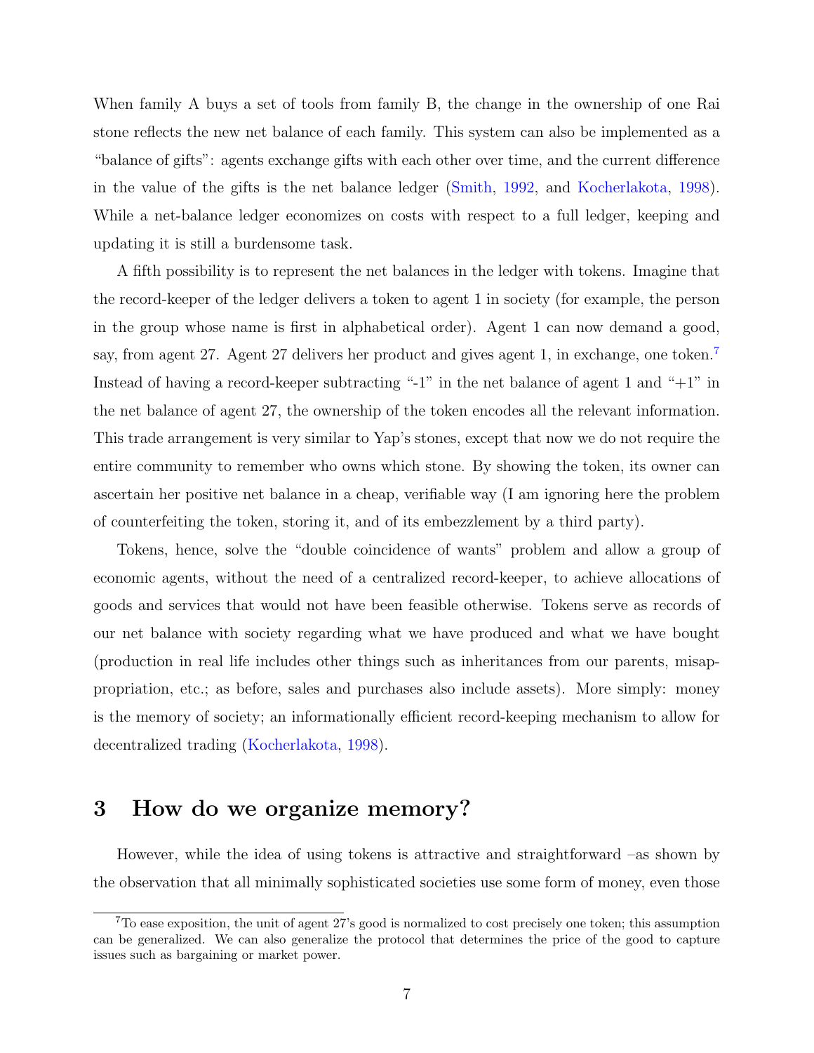When family A buys a set of tools from family B, the change in the ownership of one Rai stone reflects the new net balance of each family. This system can also be implemented as a "balance of gifts": agents exchange gifts with each other over time, and the current difference in the value of the gifts is the net balance ledger (Smith, 1992, and Kocherlakota, 1998). While a net-balance ledger economizes on costs with respect to a full ledger, keeping and updating it is still a burdensome task.

A fifth possibility is to represent the net balances in the ledger with tokens. Imagine that the record-keeper of the ledger delivers a token to agent 1 in society (for example, the person in the group whose name is first in alphabetical order). Agent 1 can now demand a good, say, from agent 27. Agent 27 delivers her product and gives agent 1, in exchange, one token.[7] Instead of having a record-keeper subtracting "-1" in the net balance of agent 1 and "+1" in the net balance of agent 27, the ownership of the token encodes all the relevant information. This trade arrangement is very similar to Yap's stones, except that now we do not require the entire community to remember who owns which stone. By showing the token, its owner can ascertain her positive net balance in a cheap, verifiable way (I am ignoring here the problem of counterfeiting the token, storing it, and of its embezzlement by a third party).

Tokens, hence, solve the "double coincidence of wants" problem and allow a group of economic agents, without the need of a centralized record-keeper, to achieve allocations of goods and services that would not have been feasible otherwise. Tokens serve as records of our net balance with society regarding what we have produced and what we have bought (production in real life includes other things such as inheritances from our parents, misappropriation, etc.; as before, sales and purchases also include assets). More simply: money is the memory of society; an informationally efficient record-keeping mechanism to allow for decentralized trading (Kocherlakota, 1998).

## 3 How do we organize memory?

However, while the idea of using tokens is attractive and straightforward –as shown by the observation that all minimally sophisticated societies use some form of money, even those

[7] To ease exposition, the unit of agent 27's good is normalized to cost precisely one token; this assumption can be generalized. We can also generalize the protocol that determines the price of the good to capture issues such as bargaining or market power.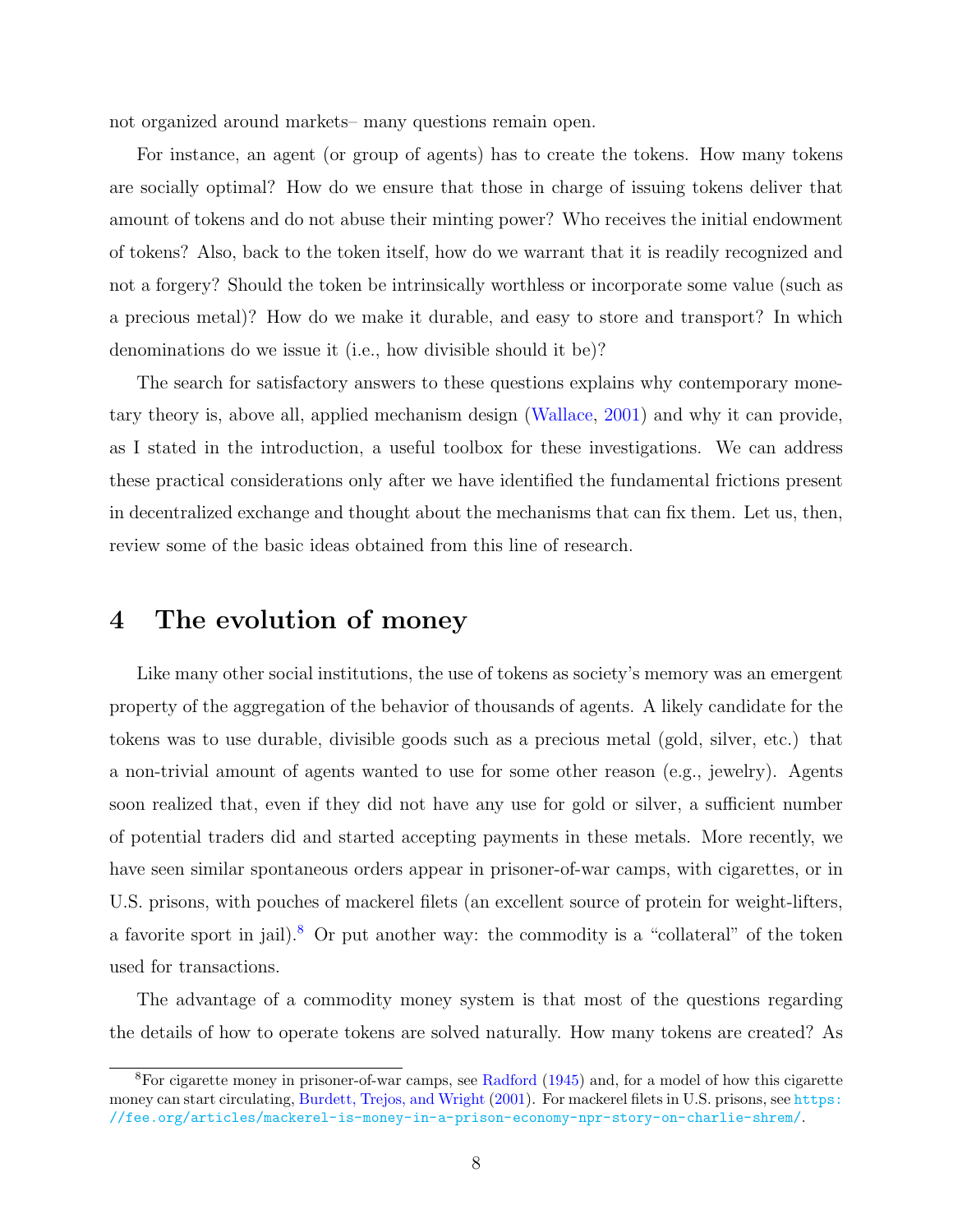not organized around markets– many questions remain open.

For instance, an agent (or group of agents) has to create the tokens. How many tokens are socially optimal? How do we ensure that those in charge of issuing tokens deliver that amount of tokens and do not abuse their minting power? Who receives the initial endowment of tokens? Also, back to the token itself, how do we warrant that it is readily recognized and not a forgery? Should the token be intrinsically worthless or incorporate some value (such as a precious metal)? How do we make it durable, and easy to store and transport? In which denominations do we issue it (i.e., how divisible should it be)?

The search for satisfactory answers to these questions explains why contemporary monetary theory is, above all, applied mechanism design (Wallace, 2001) and why it can provide, as I stated in the introduction, a useful toolbox for these investigations. We can address these practical considerations only after we have identified the fundamental frictions present in decentralized exchange and thought about the mechanisms that can fix them. Let us, then, review some of the basic ideas obtained from this line of research.

# 4 The evolution of money

Like many other social institutions, the use of tokens as society's memory was an emergent property of the aggregation of the behavior of thousands of agents. A likely candidate for the tokens was to use durable, divisible goods such as a precious metal (gold, silver, etc.) that a non-trivial amount of agents wanted to use for some other reason (e.g., jewelry). Agents soon realized that, even if they did not have any use for gold or silver, a sufficient number of potential traders did and started accepting payments in these metals. More recently, we have seen similar spontaneous orders appear in prisoner-of-war camps, with cigarettes, or in U.S. prisons, with pouches of mackerel filets (an excellent source of protein for weight-lifters, a favorite sport in jail).[8] Or put another way: the commodity is a "collateral" of the token used for transactions.

The advantage of a commodity money system is that most of the questions regarding the details of how to operate tokens are solved naturally. How many tokens are created? As

[8] For cigarette money in prisoner-of-war camps, see Radford (1945) and, for a model of how this cigarette money can start circulating, Burdett, Trejos, and Wright (2001). For mackerel filets in U.S. prisons, see https://fee.org/articles/mackerel-is-money-in-a-prison-economy-npr-story-on-charlie-shrem/.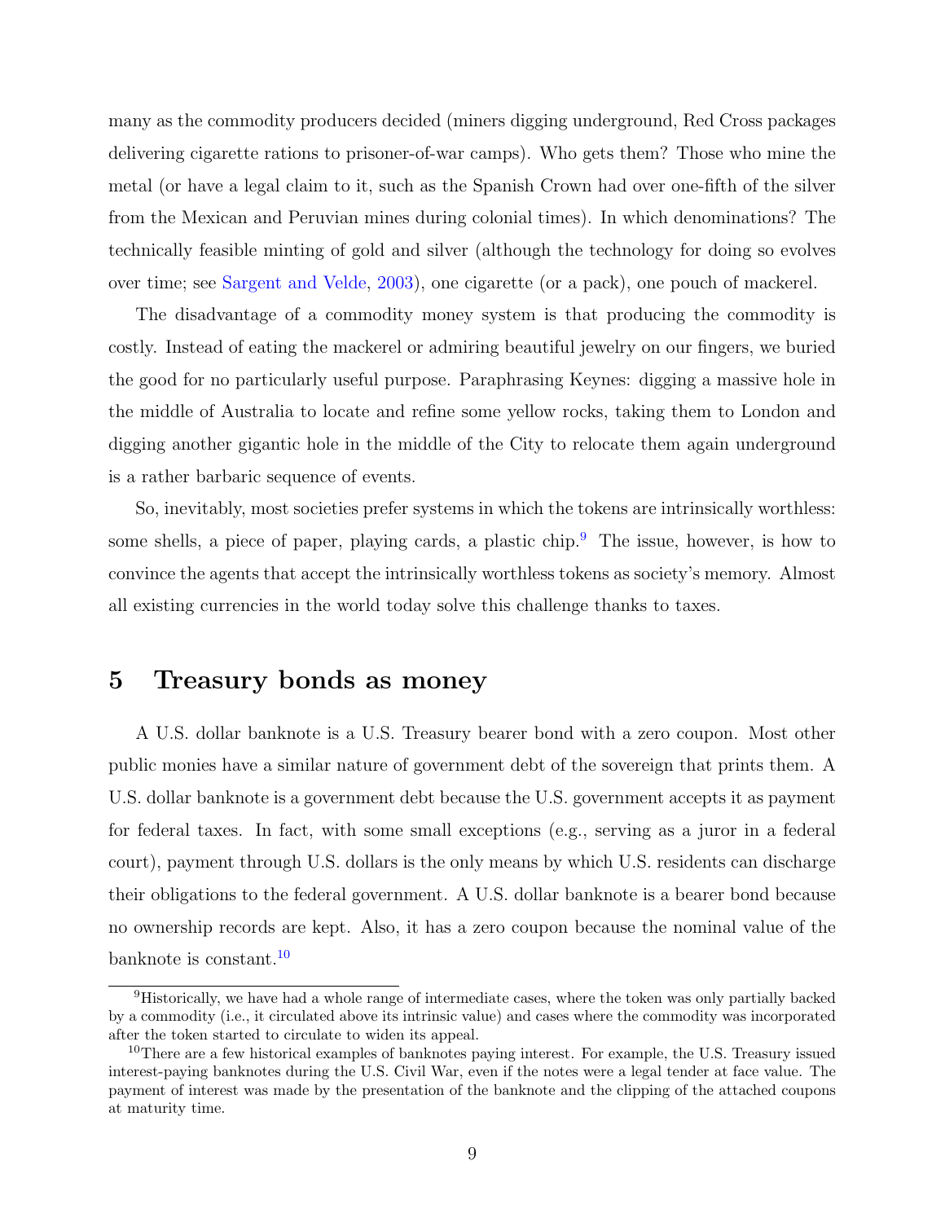many as the commodity producers decided (miners digging underground, Red Cross packages delivering cigarette rations to prisoner-of-war camps). Who gets them? Those who mine the metal (or have a legal claim to it, such as the Spanish Crown had over one-fifth of the silver from the Mexican and Peruvian mines during colonial times). In which denominations? The technically feasible minting of gold and silver (although the technology for doing so evolves over time; see Sargent and Velde, 2003), one cigarette (or a pack), one pouch of mackerel.

The disadvantage of a commodity money system is that producing the commodity is costly. Instead of eating the mackerel or admiring beautiful jewelry on our fingers, we buried the good for no particularly useful purpose. Paraphrasing Keynes: digging a massive hole in the middle of Australia to locate and refine some yellow rocks, taking them to London and digging another gigantic hole in the middle of the City to relocate them again underground is a rather barbaric sequence of events.

So, inevitably, most societies prefer systems in which the tokens are intrinsically worthless: some shells, a piece of paper, playing cards, a plastic chip.[9] The issue, however, is how to convince the agents that accept the intrinsically worthless tokens as society's memory. Almost all existing currencies in the world today solve this challenge thanks to taxes.

## 5 Treasury bonds as money

A U.S. dollar banknote is a U.S. Treasury bearer bond with a zero coupon. Most other public monies have a similar nature of government debt of the sovereign that prints them. A U.S. dollar banknote is a government debt because the U.S. government accepts it as payment for federal taxes. In fact, with some small exceptions (e.g., serving as a juror in a federal court), payment through U.S. dollars is the only means by which U.S. residents can discharge their obligations to the federal government. A U.S. dollar banknote is a bearer bond because no ownership records are kept. Also, it has a zero coupon because the nominal value of the banknote is constant.[10]

[9] Historically, we have had a whole range of intermediate cases, where the token was only partially backed by a commodity (i.e., it circulated above its intrinsic value) and cases where the commodity was incorporated after the token started to circulate to widen its appeal.

[10] There are a few historical examples of banknotes paying interest. For example, the U.S. Treasury issued interest-paying banknotes during the U.S. Civil War, even if the notes were a legal tender at face value. The payment of interest was made by the presentation of the banknote and the clipping of the attached coupons at maturity time.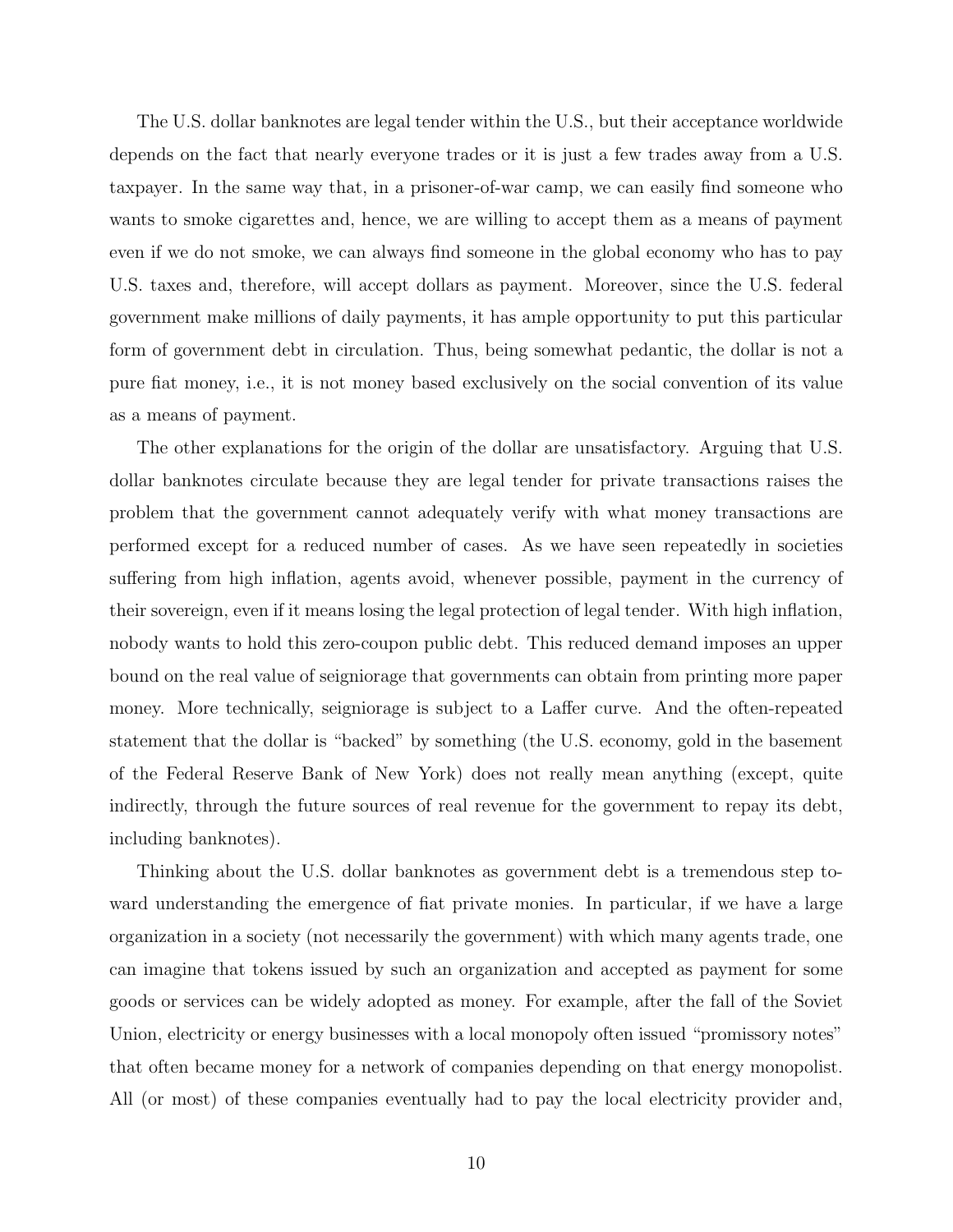The U.S. dollar banknotes are legal tender within the U.S., but their acceptance worldwide depends on the fact that nearly everyone trades or it is just a few trades away from a U.S. taxpayer. In the same way that, in a prisoner-of-war camp, we can easily find someone who wants to smoke cigarettes and, hence, we are willing to accept them as a means of payment even if we do not smoke, we can always find someone in the global economy who has to pay U.S. taxes and, therefore, will accept dollars as payment. Moreover, since the U.S. federal government make millions of daily payments, it has ample opportunity to put this particular form of government debt in circulation. Thus, being somewhat pedantic, the dollar is not a pure fiat money, i.e., it is not money based exclusively on the social convention of its value as a means of payment.

The other explanations for the origin of the dollar are unsatisfactory. Arguing that U.S. dollar banknotes circulate because they are legal tender for private transactions raises the problem that the government cannot adequately verify with what money transactions are performed except for a reduced number of cases. As we have seen repeatedly in societies suffering from high inflation, agents avoid, whenever possible, payment in the currency of their sovereign, even if it means losing the legal protection of legal tender. With high inflation, nobody wants to hold this zero-coupon public debt. This reduced demand imposes an upper bound on the real value of seigniorage that governments can obtain from printing more paper money. More technically, seigniorage is subject to a Laffer curve. And the often-repeated statement that the dollar is "backed" by something (the U.S. economy, gold in the basement of the Federal Reserve Bank of New York) does not really mean anything (except, quite indirectly, through the future sources of real revenue for the government to repay its debt, including banknotes).

Thinking about the U.S. dollar banknotes as government debt is a tremendous step toward understanding the emergence of fiat private monies. In particular, if we have a large organization in a society (not necessarily the government) with which many agents trade, one can imagine that tokens issued by such an organization and accepted as payment for some goods or services can be widely adopted as money. For example, after the fall of the Soviet Union, electricity or energy businesses with a local monopoly often issued "promissory notes" that often became money for a network of companies depending on that energy monopolist. All (or most) of these companies eventually had to pay the local electricity provider and,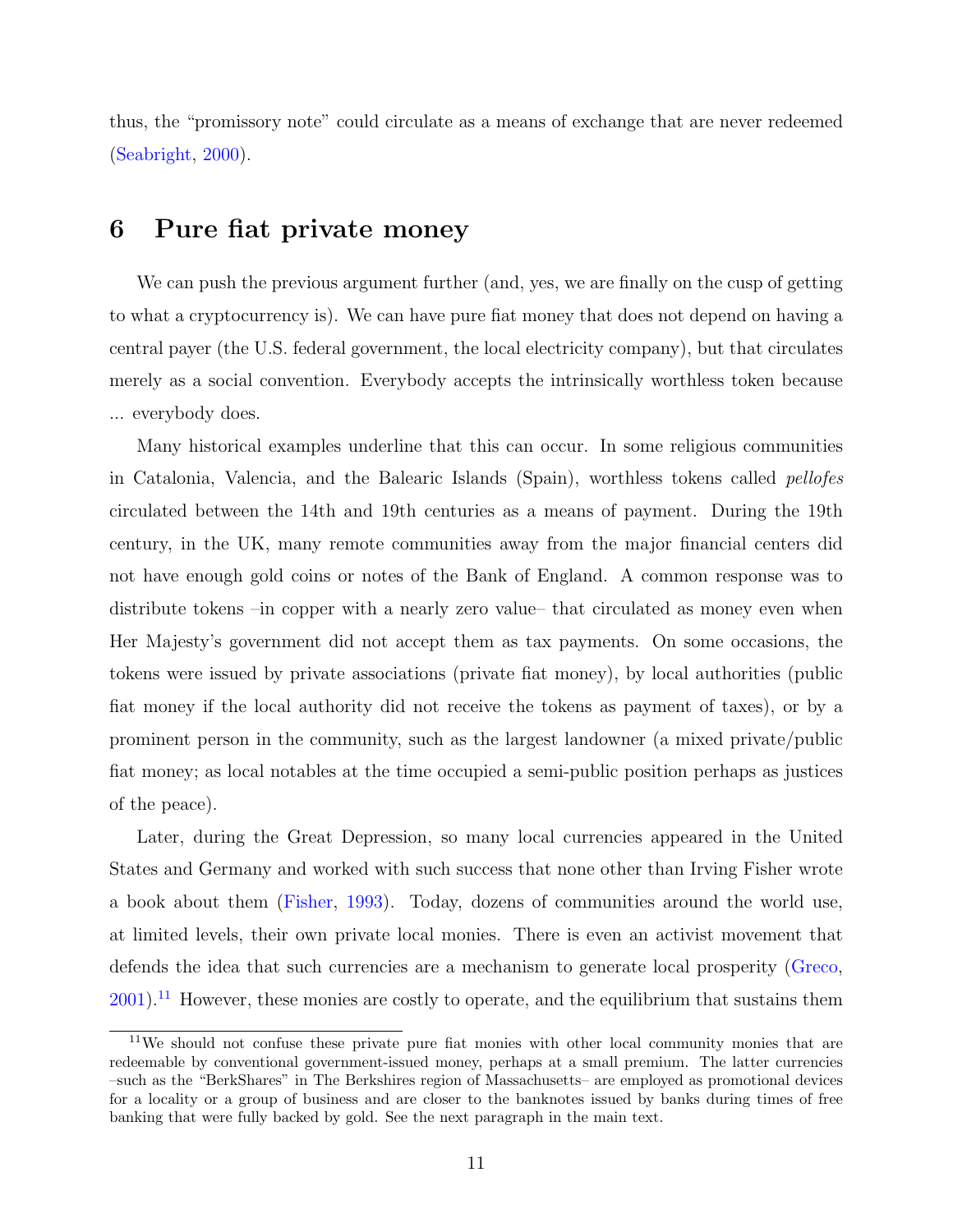thus, the "promissory note" could circulate as a means of exchange that are never redeemed (Seabright, 2000).

# 6 Pure fiat private money

We can push the previous argument further (and, yes, we are finally on the cusp of getting to what a cryptocurrency is). We can have pure fiat money that does not depend on having a central payer (the U.S. federal government, the local electricity company), but that circulates merely as a social convention. Everybody accepts the intrinsically worthless token because ... everybody does.

Many historical examples underline that this can occur. In some religious communities in Catalonia, Valencia, and the Balearic Islands (Spain), worthless tokens called *pellofes* circulated between the 14th and 19th centuries as a means of payment. During the 19th century, in the UK, many remote communities away from the major financial centers did not have enough gold coins or notes of the Bank of England. A common response was to distribute tokens –in copper with a nearly zero value– that circulated as money even when Her Majesty's government did not accept them as tax payments. On some occasions, the tokens were issued by private associations (private fiat money), by local authorities (public fiat money if the local authority did not receive the tokens as payment of taxes), or by a prominent person in the community, such as the largest landowner (a mixed private/public fiat money; as local notables at the time occupied a semi-public position perhaps as justices of the peace).

Later, during the Great Depression, so many local currencies appeared in the United States and Germany and worked with such success that none other than Irving Fisher wrote a book about them (Fisher, 1993). Today, dozens of communities around the world use, at limited levels, their own private local monies. There is even an activist movement that defends the idea that such currencies are a mechanism to generate local prosperity (Greco, 2001).[11] However, these monies are costly to operate, and the equilibrium that sustains them

[11] We should not confuse these private pure fiat monies with other local community monies that are redeemable by conventional government-issued money, perhaps at a small premium. The latter currencies –such as the "BerkShares" in The Berkshires region of Massachusetts– are employed as promotional devices for a locality or a group of business and are closer to the banknotes issued by banks during times of free banking that were fully backed by gold. See the next paragraph in the main text.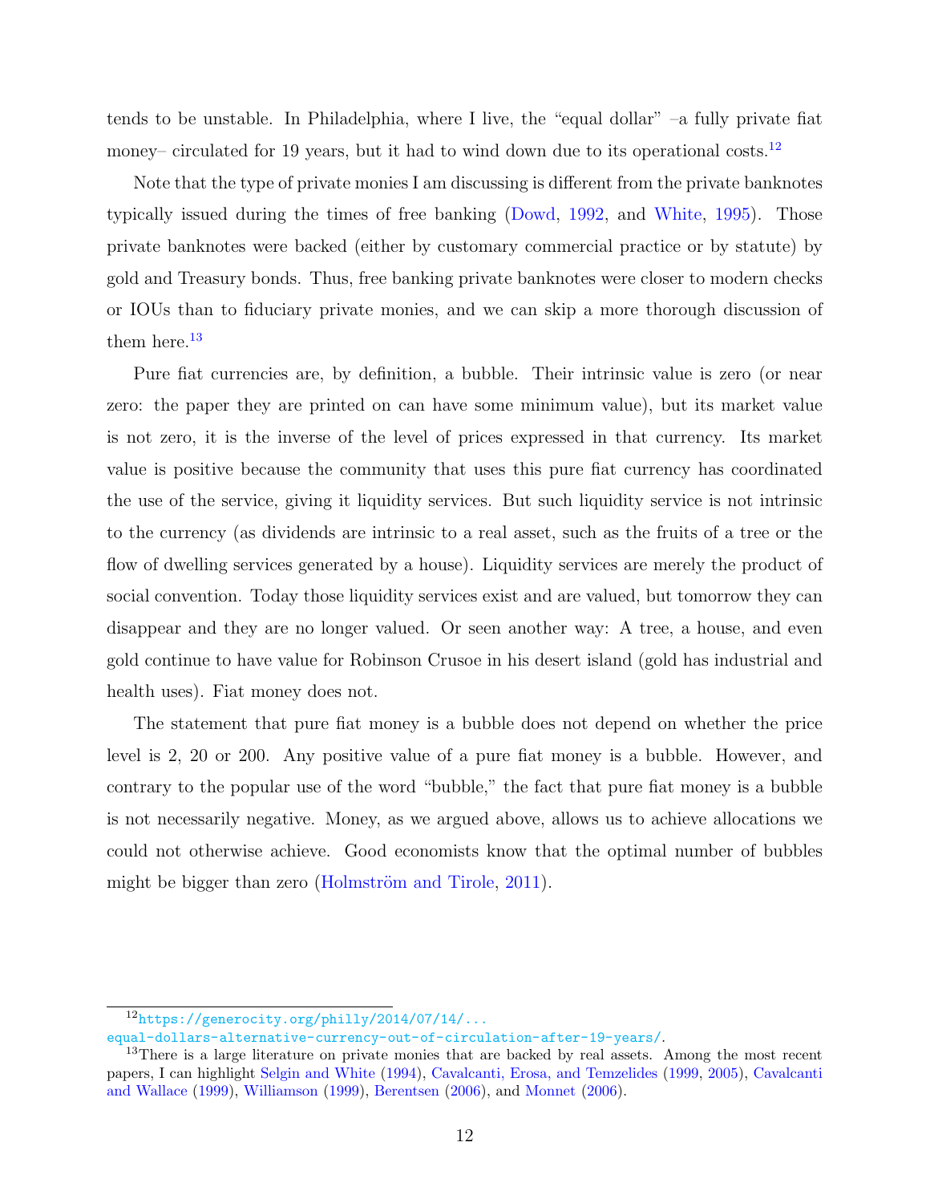tends to be unstable. In Philadelphia, where I live, the "equal dollar" –a fully private fiat money– circulated for 19 years, but it had to wind down due to its operational costs.[12]

Note that the type of private monies I am discussing is different from the private banknotes typically issued during the times of free banking (Dowd, 1992, and White, 1995). Those private banknotes were backed (either by customary commercial practice or by statute) by gold and Treasury bonds. Thus, free banking private banknotes were closer to modern checks or IOUs than to fiduciary private monies, and we can skip a more thorough discussion of them here.[13]

Pure fiat currencies are, by definition, a bubble. Their intrinsic value is zero (or near zero: the paper they are printed on can have some minimum value), but its market value is not zero, it is the inverse of the level of prices expressed in that currency. Its market value is positive because the community that uses this pure fiat currency has coordinated the use of the service, giving it liquidity services. But such liquidity service is not intrinsic to the currency (as dividends are intrinsic to a real asset, such as the fruits of a tree or the flow of dwelling services generated by a house). Liquidity services are merely the product of social convention. Today those liquidity services exist and are valued, but tomorrow they can disappear and they are no longer valued. Or seen another way: A tree, a house, and even gold continue to have value for Robinson Crusoe in his desert island (gold has industrial and health uses). Fiat money does not.

The statement that pure fiat money is a bubble does not depend on whether the price level is 2, 20 or 200. Any positive value of a pure fiat money is a bubble. However, and contrary to the popular use of the word "bubble," the fact that pure fiat money is a bubble is not necessarily negative. Money, as we argued above, allows us to achieve allocations we could not otherwise achieve. Good economists know that the optimal number of bubbles might be bigger than zero (Holmström and Tirole, 2011).

[12] https://generocity.org/philly/2014/07/14/...equal-dollars-alternative-currency-out-of-circulation-after-19-years/.

[13] There is a large literature on private monies that are backed by real assets. Among the most recent papers, I can highlight Selgin and White (1994), Cavalcanti, Erosa, and Temzelides (1999, 2005), Cavalcanti and Wallace (1999), Williamson (1999), Berentsen (2006), and Monnet (2006).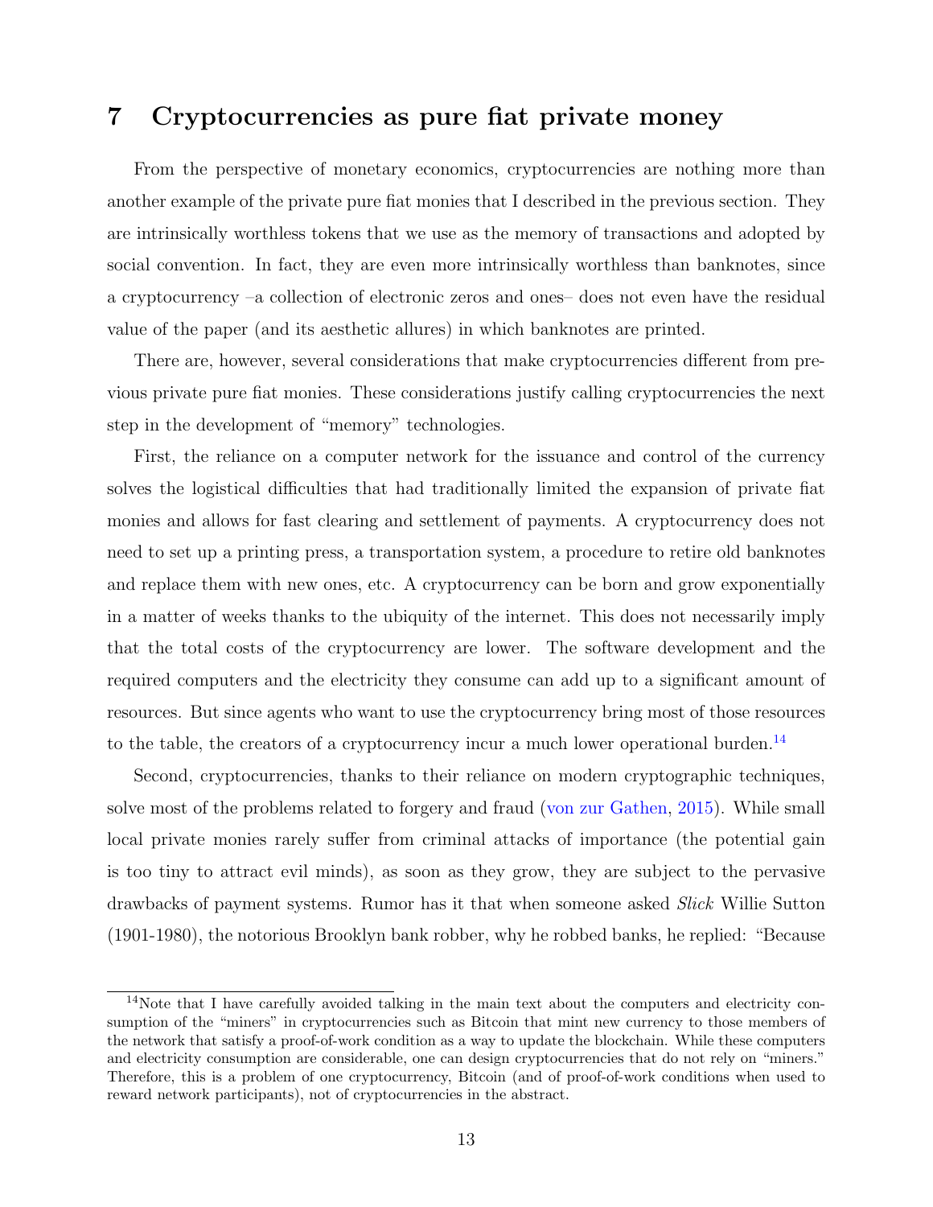# 7 Cryptocurrencies as pure fiat private money

From the perspective of monetary economics, cryptocurrencies are nothing more than another example of the private pure fiat monies that I described in the previous section. They are intrinsically worthless tokens that we use as the memory of transactions and adopted by social convention. In fact, they are even more intrinsically worthless than banknotes, since a cryptocurrency –a collection of electronic zeros and ones– does not even have the residual value of the paper (and its aesthetic allures) in which banknotes are printed.

There are, however, several considerations that make cryptocurrencies different from previous private pure fiat monies. These considerations justify calling cryptocurrencies the next step in the development of "memory" technologies.

First, the reliance on a computer network for the issuance and control of the currency solves the logistical difficulties that had traditionally limited the expansion of private fiat monies and allows for fast clearing and settlement of payments. A cryptocurrency does not need to set up a printing press, a transportation system, a procedure to retire old banknotes and replace them with new ones, etc. A cryptocurrency can be born and grow exponentially in a matter of weeks thanks to the ubiquity of the internet. This does not necessarily imply that the total costs of the cryptocurrency are lower. The software development and the required computers and the electricity they consume can add up to a significant amount of resources. But since agents who want to use the cryptocurrency bring most of those resources to the table, the creators of a cryptocurrency incur a much lower operational burden.[14]

Second, cryptocurrencies, thanks to their reliance on modern cryptographic techniques, solve most of the problems related to forgery and fraud (von zur Gathen, 2015). While small local private monies rarely suffer from criminal attacks of importance (the potential gain is too tiny to attract evil minds), as soon as they grow, they are subject to the pervasive drawbacks of payment systems. Rumor has it that when someone asked *Slick* Willie Sutton (1901-1980), the notorious Brooklyn bank robber, why he robbed banks, he replied: "Because

[14] Note that I have carefully avoided talking in the main text about the computers and electricity consumption of the "miners" in cryptocurrencies such as Bitcoin that mint new currency to those members of the network that satisfy a proof-of-work condition as a way to update the blockchain. While these computers and electricity consumption are considerable, one can design cryptocurrencies that do not rely on "miners." Therefore, this is a problem of one cryptocurrency, Bitcoin (and of proof-of-work conditions when used to reward network participants), not of cryptocurrencies in the abstract.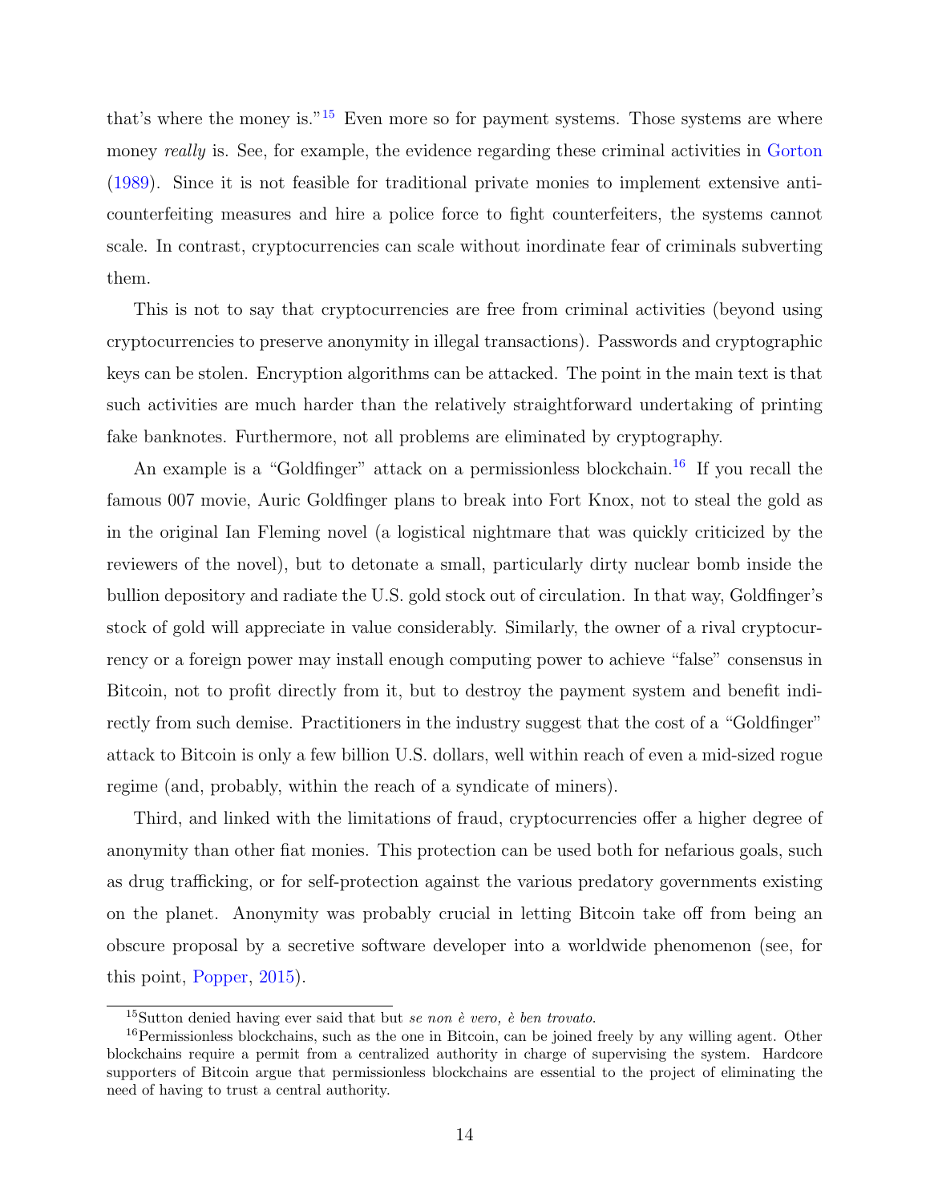that's where the money is."[15] Even more so for payment systems. Those systems are where money *really* is. See, for example, the evidence regarding these criminal activities in Gorton (1989). Since it is not feasible for traditional private monies to implement extensive anti-counterfeiting measures and hire a police force to fight counterfeiters, the systems cannot scale. In contrast, cryptocurrencies can scale without inordinate fear of criminals subverting them.

This is not to say that cryptocurrencies are free from criminal activities (beyond using cryptocurrencies to preserve anonymity in illegal transactions). Passwords and cryptographic keys can be stolen. Encryption algorithms can be attacked. The point in the main text is that such activities are much harder than the relatively straightforward undertaking of printing fake banknotes. Furthermore, not all problems are eliminated by cryptography.

An example is a "Goldfinger" attack on a permissionless blockchain.[16] If you recall the famous 007 movie, Auric Goldfinger plans to break into Fort Knox, not to steal the gold as in the original Ian Fleming novel (a logistical nightmare that was quickly criticized by the reviewers of the novel), but to detonate a small, particularly dirty nuclear bomb inside the bullion depository and radiate the U.S. gold stock out of circulation. In that way, Goldfinger's stock of gold will appreciate in value considerably. Similarly, the owner of a rival cryptocurrency or a foreign power may install enough computing power to achieve "false" consensus in Bitcoin, not to profit directly from it, but to destroy the payment system and benefit indirectly from such demise. Practitioners in the industry suggest that the cost of a "Goldfinger" attack to Bitcoin is only a few billion U.S. dollars, well within reach of even a mid-sized rogue regime (and, probably, within the reach of a syndicate of miners).

Third, and linked with the limitations of fraud, cryptocurrencies offer a higher degree of anonymity than other fiat monies. This protection can be used both for nefarious goals, such as drug trafficking, or for self-protection against the various predatory governments existing on the planet. Anonymity was probably crucial in letting Bitcoin take off from being an obscure proposal by a secretive software developer into a worldwide phenomenon (see, for this point, Popper, 2015).

---

[15] Sutton denied having ever said that but *se non è vero, è ben trovato*.

[16] Permissionless blockchains, such as the one in Bitcoin, can be joined freely by any willing agent. Other blockchains require a permit from a centralized authority in charge of supervising the system. Hardcore supporters of Bitcoin argue that permissionless blockchains are essential to the project of eliminating the need of having to trust a central authority.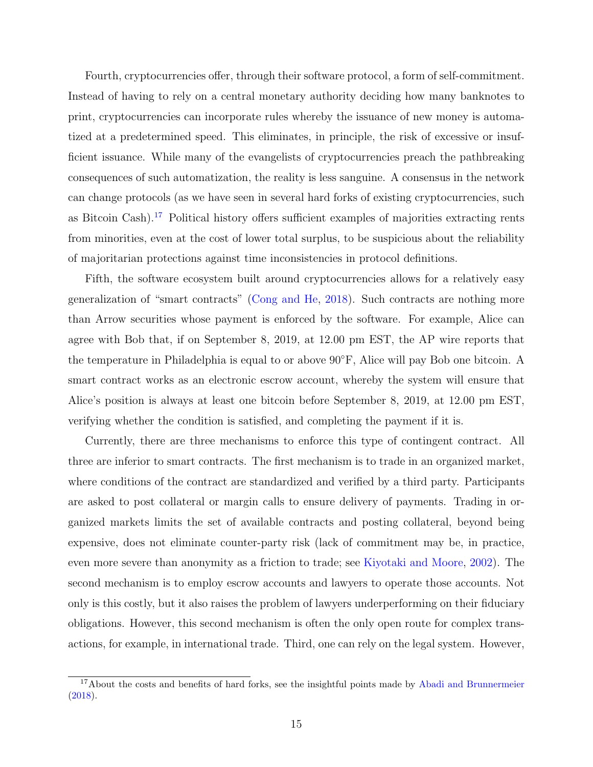Fourth, cryptocurrencies offer, through their software protocol, a form of self-commitment. Instead of having to rely on a central monetary authority deciding how many banknotes to print, cryptocurrencies can incorporate rules whereby the issuance of new money is automatized at a predetermined speed. This eliminates, in principle, the risk of excessive or insufficient issuance. While many of the evangelists of cryptocurrencies preach the pathbreaking consequences of such automatization, the reality is less sanguine. A consensus in the network can change protocols (as we have seen in several hard forks of existing cryptocurrencies, such as Bitcoin Cash).[17] Political history offers sufficient examples of majorities extracting rents from minorities, even at the cost of lower total surplus, to be suspicious about the reliability of majoritarian protections against time inconsistencies in protocol definitions.

Fifth, the software ecosystem built around cryptocurrencies allows for a relatively easy generalization of "smart contracts" (Cong and He, 2018). Such contracts are nothing more than Arrow securities whose payment is enforced by the software. For example, Alice can agree with Bob that, if on September 8, 2019, at 12.00 pm EST, the AP wire reports that the temperature in Philadelphia is equal to or above 90°F, Alice will pay Bob one bitcoin. A smart contract works as an electronic escrow account, whereby the system will ensure that Alice's position is always at least one bitcoin before September 8, 2019, at 12.00 pm EST, verifying whether the condition is satisfied, and completing the payment if it is.

Currently, there are three mechanisms to enforce this type of contingent contract. All three are inferior to smart contracts. The first mechanism is to trade in an organized market, where conditions of the contract are standardized and verified by a third party. Participants are asked to post collateral or margin calls to ensure delivery of payments. Trading in organized markets limits the set of available contracts and posting collateral, beyond being expensive, does not eliminate counter-party risk (lack of commitment may be, in practice, even more severe than anonymity as a friction to trade; see Kiyotaki and Moore, 2002). The second mechanism is to employ escrow accounts and lawyers to operate those accounts. Not only is this costly, but it also raises the problem of lawyers underperforming on their fiduciary obligations. However, this second mechanism is often the only open route for complex transactions, for example, in international trade. Third, one can rely on the legal system. However,

[17] About the costs and benefits of hard forks, see the insightful points made by Abadi and Brunnermeier (2018).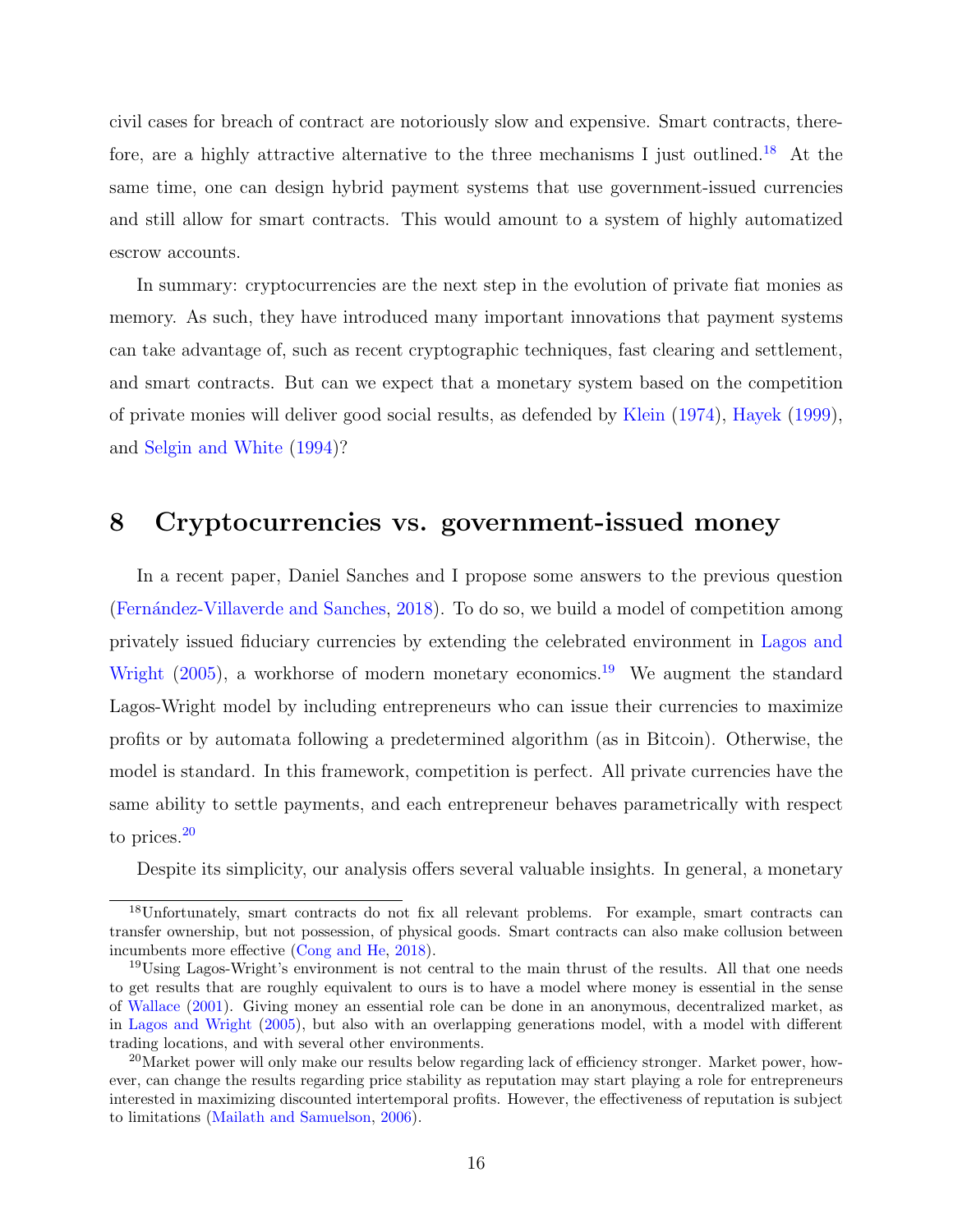civil cases for breach of contract are notoriously slow and expensive. Smart contracts, therefore, are a highly attractive alternative to the three mechanisms I just outlined.[18] At the same time, one can design hybrid payment systems that use government-issued currencies and still allow for smart contracts. This would amount to a system of highly automatized escrow accounts.

In summary: cryptocurrencies are the next step in the evolution of private fiat monies as memory. As such, they have introduced many important innovations that payment systems can take advantage of, such as recent cryptographic techniques, fast clearing and settlement, and smart contracts. But can we expect that a monetary system based on the competition of private monies will deliver good social results, as defended by Klein (1974), Hayek (1999), and Selgin and White (1994)?

# 8 Cryptocurrencies vs. government-issued money

In a recent paper, Daniel Sanches and I propose some answers to the previous question (Fernández-Villaverde and Sanches, 2018). To do so, we build a model of competition among privately issued fiduciary currencies by extending the celebrated environment in Lagos and Wright (2005), a workhorse of modern monetary economics.[19] We augment the standard Lagos-Wright model by including entrepreneurs who can issue their currencies to maximize profits or by automata following a predetermined algorithm (as in Bitcoin). Otherwise, the model is standard. In this framework, competition is perfect. All private currencies have the same ability to settle payments, and each entrepreneur behaves parametrically with respect to prices.[20]

Despite its simplicity, our analysis offers several valuable insights. In general, a monetary

[18] Unfortunately, smart contracts do not fix all relevant problems. For example, smart contracts can transfer ownership, but not possession, of physical goods. Smart contracts can also make collusion between incumbents more effective (Cong and He, 2018).

[19] Using Lagos-Wright's environment is not central to the main thrust of the results. All that one needs to get results that are roughly equivalent to ours is to have a model where money is essential in the sense of Wallace (2001). Giving money an essential role can be done in an anonymous, decentralized market, as in Lagos and Wright (2005), but also with an overlapping generations model, with a model with different trading locations, and with several other environments.

[20] Market power will only make our results below regarding lack of efficiency stronger. Market power, however, can change the results regarding price stability as reputation may start playing a role for entrepreneurs interested in maximizing discounted intertemporal profits. However, the effectiveness of reputation is subject to limitations (Mailath and Samuelson, 2006).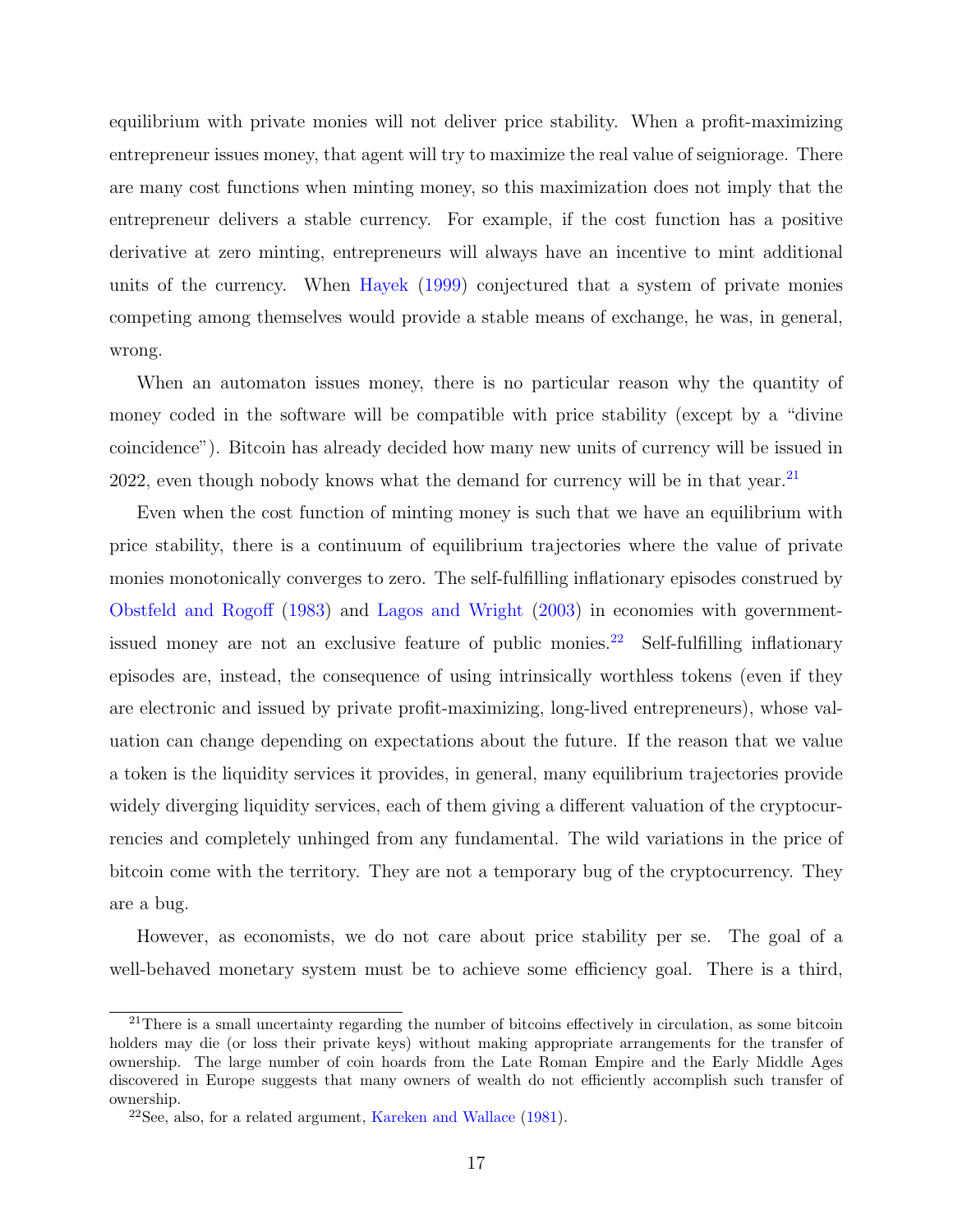equilibrium with private monies will not deliver price stability. When a profit-maximizing entrepreneur issues money, that agent will try to maximize the real value of seigniorage. There are many cost functions when minting money, so this maximization does not imply that the entrepreneur delivers a stable currency. For example, if the cost function has a positive derivative at zero minting, entrepreneurs will always have an incentive to mint additional units of the currency. When Hayek (1999) conjectured that a system of private monies competing among themselves would provide a stable means of exchange, he was, in general, wrong.

When an automaton issues money, there is no particular reason why the quantity of money coded in the software will be compatible with price stability (except by a "divine coincidence"). Bitcoin has already decided how many new units of currency will be issued in 2022, even though nobody knows what the demand for currency will be in that year.[21]

Even when the cost function of minting money is such that we have an equilibrium with price stability, there is a continuum of equilibrium trajectories where the value of private monies monotonically converges to zero. The self-fulfilling inflationary episodes construed by Obstfeld and Rogoff (1983) and Lagos and Wright (2003) in economies with government-issued money are not an exclusive feature of public monies.[22] Self-fulfilling inflationary episodes are, instead, the consequence of using intrinsically worthless tokens (even if they are electronic and issued by private profit-maximizing, long-lived entrepreneurs), whose valuation can change depending on expectations about the future. If the reason that we value a token is the liquidity services it provides, in general, many equilibrium trajectories provide widely diverging liquidity services, each of them giving a different valuation of the cryptocurrencies and completely unhinged from any fundamental. The wild variations in the price of bitcoin come with the territory. They are not a temporary bug of the cryptocurrency. They are a bug.

However, as economists, we do not care about price stability per se. The goal of a well-behaved monetary system must be to achieve some efficiency goal. There is a third,

[21] There is a small uncertainty regarding the number of bitcoins effectively in circulation, as some bitcoin holders may die (or loss their private keys) without making appropriate arrangements for the transfer of ownership. The large number of coin hoards from the Late Roman Empire and the Early Middle Ages discovered in Europe suggests that many owners of wealth do not efficiently accomplish such transfer of ownership.

[22] See, also, for a related argument, Kareken and Wallace (1981).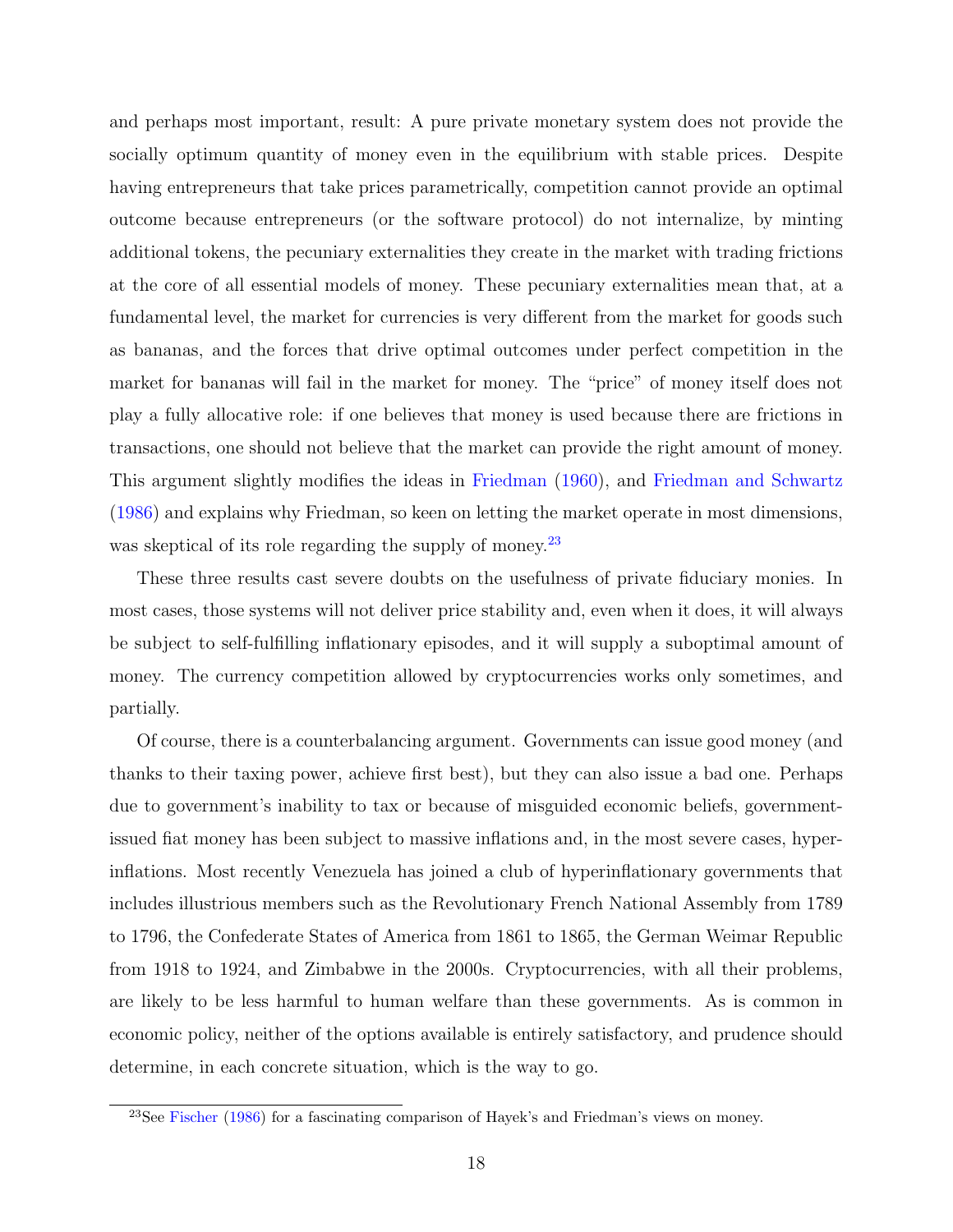and perhaps most important, result: A pure private monetary system does not provide the socially optimum quantity of money even in the equilibrium with stable prices. Despite having entrepreneurs that take prices parametrically, competition cannot provide an optimal outcome because entrepreneurs (or the software protocol) do not internalize, by minting additional tokens, the pecuniary externalities they create in the market with trading frictions at the core of all essential models of money. These pecuniary externalities mean that, at a fundamental level, the market for currencies is very different from the market for goods such as bananas, and the forces that drive optimal outcomes under perfect competition in the market for bananas will fail in the market for money. The "price" of money itself does not play a fully allocative role: if one believes that money is used because there are frictions in transactions, one should not believe that the market can provide the right amount of money. This argument slightly modifies the ideas in Friedman (1960), and Friedman and Schwartz (1986) and explains why Friedman, so keen on letting the market operate in most dimensions, was skeptical of its role regarding the supply of money.[23]

These three results cast severe doubts on the usefulness of private fiduciary monies. In most cases, those systems will not deliver price stability and, even when it does, it will always be subject to self-fulfilling inflationary episodes, and it will supply a suboptimal amount of money. The currency competition allowed by cryptocurrencies works only sometimes, and partially.

Of course, there is a counterbalancing argument. Governments can issue good money (and thanks to their taxing power, achieve first best), but they can also issue a bad one. Perhaps due to government's inability to tax or because of misguided economic beliefs, government-issued fiat money has been subject to massive inflations and, in the most severe cases, hyperinflations. Most recently Venezuela has joined a club of hyperinflationary governments that includes illustrious members such as the Revolutionary French National Assembly from 1789 to 1796, the Confederate States of America from 1861 to 1865, the German Weimar Republic from 1918 to 1924, and Zimbabwe in the 2000s. Cryptocurrencies, with all their problems, are likely to be less harmful to human welfare than these governments. As is common in economic policy, neither of the options available is entirely satisfactory, and prudence should determine, in each concrete situation, which is the way to go.

[23] See Fischer (1986) for a fascinating comparison of Hayek's and Friedman's views on money.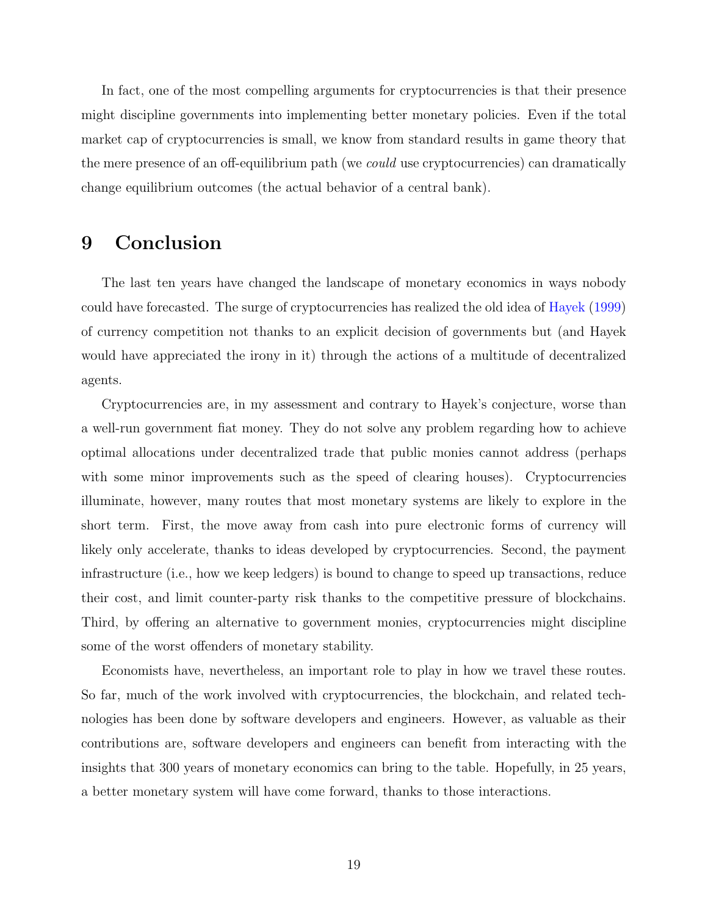In fact, one of the most compelling arguments for cryptocurrencies is that their presence might discipline governments into implementing better monetary policies. Even if the total market cap of cryptocurrencies is small, we know from standard results in game theory that the mere presence of an off-equilibrium path (we *could* use cryptocurrencies) can dramatically change equilibrium outcomes (the actual behavior of a central bank).

# 9 Conclusion

The last ten years have changed the landscape of monetary economics in ways nobody could have forecasted. The surge of cryptocurrencies has realized the old idea of Hayek (1999) of currency competition not thanks to an explicit decision of governments but (and Hayek would have appreciated the irony in it) through the actions of a multitude of decentralized agents.

Cryptocurrencies are, in my assessment and contrary to Hayek's conjecture, worse than a well-run government fiat money. They do not solve any problem regarding how to achieve optimal allocations under decentralized trade that public monies cannot address (perhaps with some minor improvements such as the speed of clearing houses). Cryptocurrencies illuminate, however, many routes that most monetary systems are likely to explore in the short term. First, the move away from cash into pure electronic forms of currency will likely only accelerate, thanks to ideas developed by cryptocurrencies. Second, the payment infrastructure (i.e., how we keep ledgers) is bound to change to speed up transactions, reduce their cost, and limit counter-party risk thanks to the competitive pressure of blockchains. Third, by offering an alternative to government monies, cryptocurrencies might discipline some of the worst offenders of monetary stability.

Economists have, nevertheless, an important role to play in how we travel these routes. So far, much of the work involved with cryptocurrencies, the blockchain, and related technologies has been done by software developers and engineers. However, as valuable as their contributions are, software developers and engineers can benefit from interacting with the insights that 300 years of monetary economics can bring to the table. Hopefully, in 25 years, a better monetary system will have come forward, thanks to those interactions.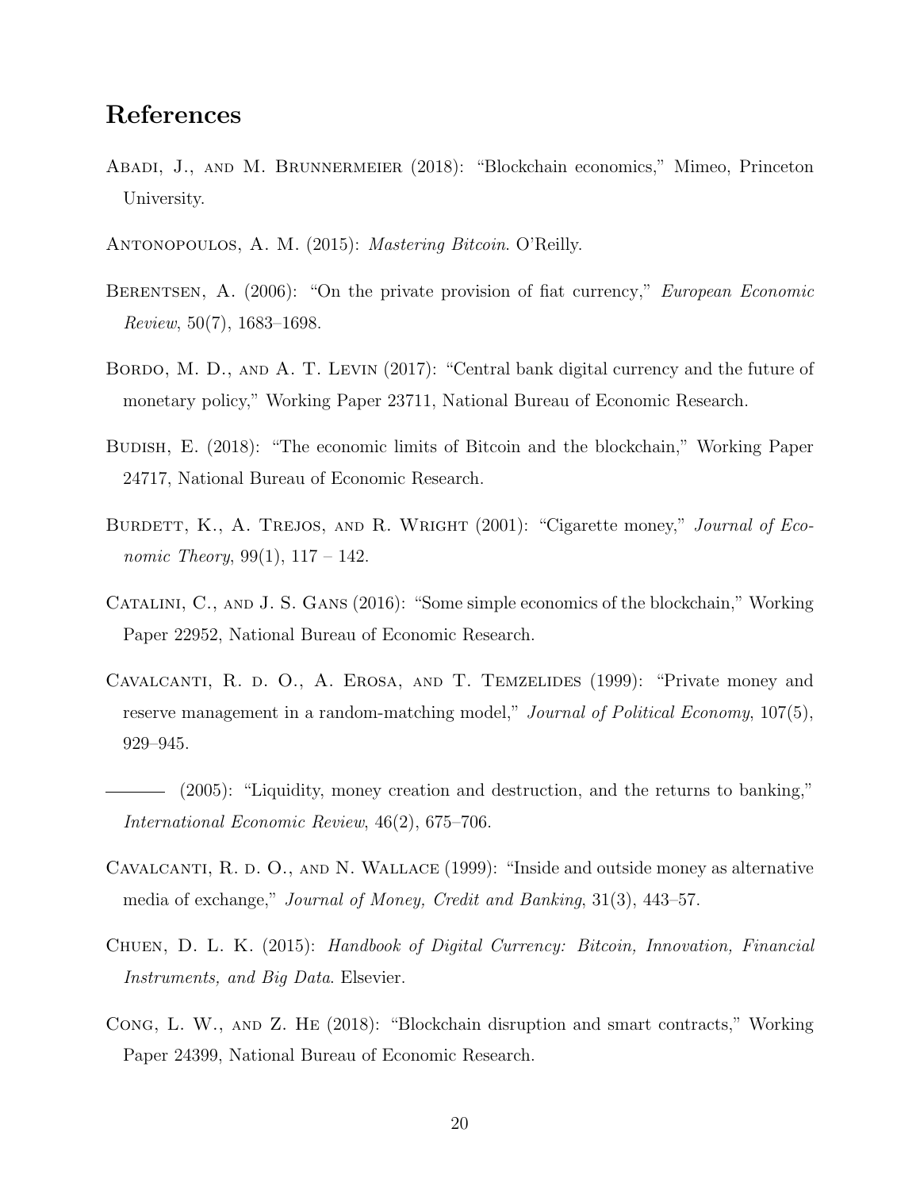# References

Abadi, J., and M. Brunnermeier (2018): "Blockchain economics," Mimeo, Princeton University.

Antonopoulos, A. M. (2015): *Mastering Bitcoin*. O'Reilly.

Berentsen, A. (2006): "On the private provision of fiat currency," *European Economic Review*, 50(7), 1683–1698.

Bordo, M. D., and A. T. Levin (2017): "Central bank digital currency and the future of monetary policy," Working Paper 23711, National Bureau of Economic Research.

Budish, E. (2018): "The economic limits of Bitcoin and the blockchain," Working Paper 24717, National Bureau of Economic Research.

Burdett, K., A. Trejos, and R. Wright (2001): "Cigarette money," *Journal of Economic Theory*, 99(1), 117 – 142.

Catalini, C., and J. S. Gans (2016): "Some simple economics of the blockchain," Working Paper 22952, National Bureau of Economic Research.

Cavalcanti, R. d. O., A. Erosa, and T. Temzelides (1999): "Private money and reserve management in a random-matching model," *Journal of Political Economy*, 107(5), 929–945.

——— (2005): "Liquidity, money creation and destruction, and the returns to banking," *International Economic Review*, 46(2), 675–706.

Cavalcanti, R. d. O., and N. Wallace (1999): "Inside and outside money as alternative media of exchange," *Journal of Money, Credit and Banking*, 31(3), 443–57.

Chuen, D. L. K. (2015): *Handbook of Digital Currency: Bitcoin, Innovation, Financial Instruments, and Big Data*. Elsevier.

Cong, L. W., and Z. He (2018): "Blockchain disruption and smart contracts," Working Paper 24399, National Bureau of Economic Research.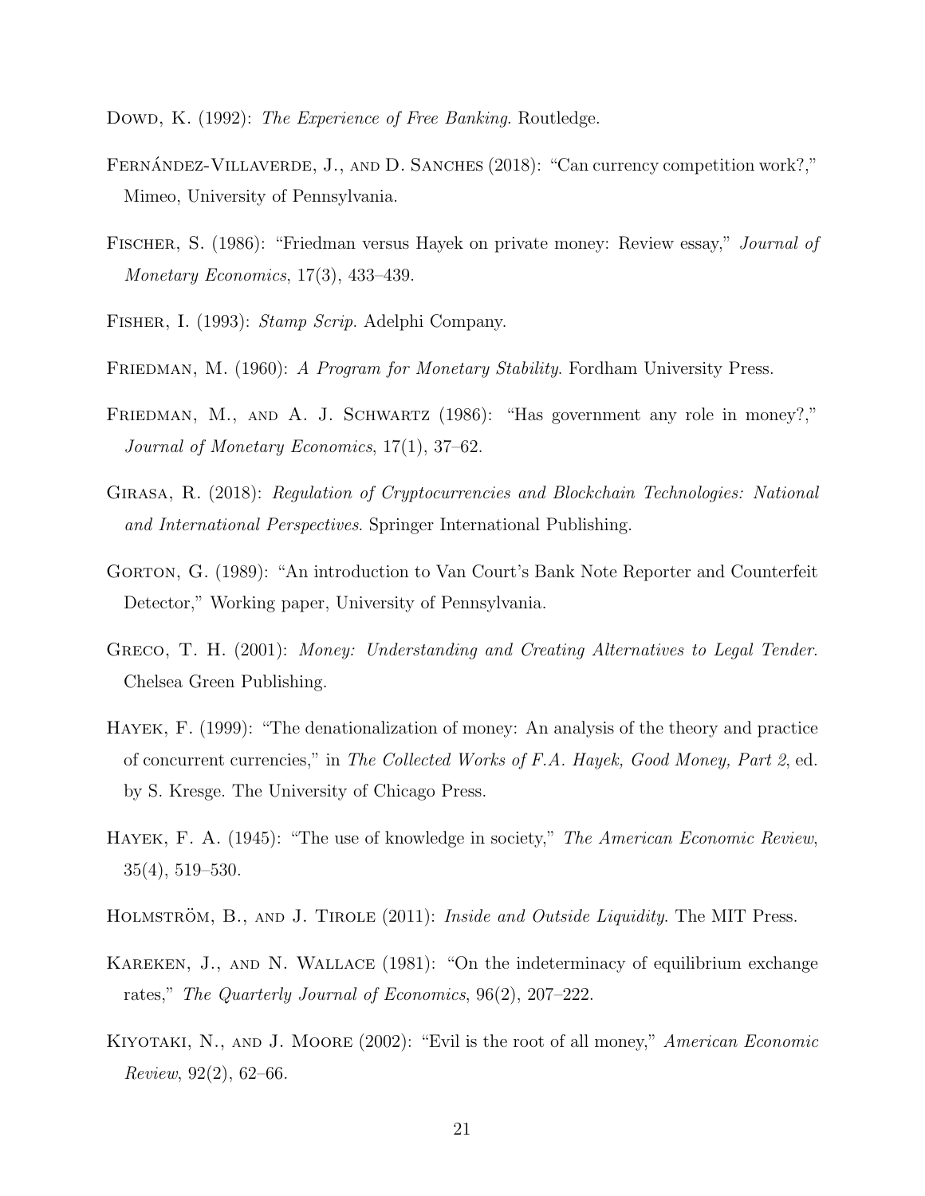Dowd, K. (1992): *The Experience of Free Banking*. Routledge.

Fernández-Villaverde, J., and D. Sanches (2018): "Can currency competition work?," Mimeo, University of Pennsylvania.

Fischer, S. (1986): "Friedman versus Hayek on private money: Review essay," *Journal of Monetary Economics*, 17(3), 433–439.

Fisher, I. (1993): *Stamp Scrip*. Adelphi Company.

Friedman, M. (1960): *A Program for Monetary Stability*. Fordham University Press.

Friedman, M., and A. J. Schwartz (1986): "Has government any role in money?," *Journal of Monetary Economics*, 17(1), 37–62.

Girasa, R. (2018): *Regulation of Cryptocurrencies and Blockchain Technologies: National and International Perspectives*. Springer International Publishing.

Gorton, G. (1989): "An introduction to Van Court's Bank Note Reporter and Counterfeit Detector," Working paper, University of Pennsylvania.

Greco, T. H. (2001): *Money: Understanding and Creating Alternatives to Legal Tender*. Chelsea Green Publishing.

Hayek, F. (1999): "The denationalization of money: An analysis of the theory and practice of concurrent currencies," in *The Collected Works of F.A. Hayek, Good Money, Part 2*, ed. by S. Kresge. The University of Chicago Press.

Hayek, F. A. (1945): "The use of knowledge in society," *The American Economic Review*, 35(4), 519–530.

Holmström, B., and J. Tirole (2011): *Inside and Outside Liquidity*. The MIT Press.

Kareken, J., and N. Wallace (1981): "On the indeterminacy of equilibrium exchange rates," *The Quarterly Journal of Economics*, 96(2), 207–222.

Kiyotaki, N., and J. Moore (2002): "Evil is the root of all money," *American Economic Review*, 92(2), 62–66.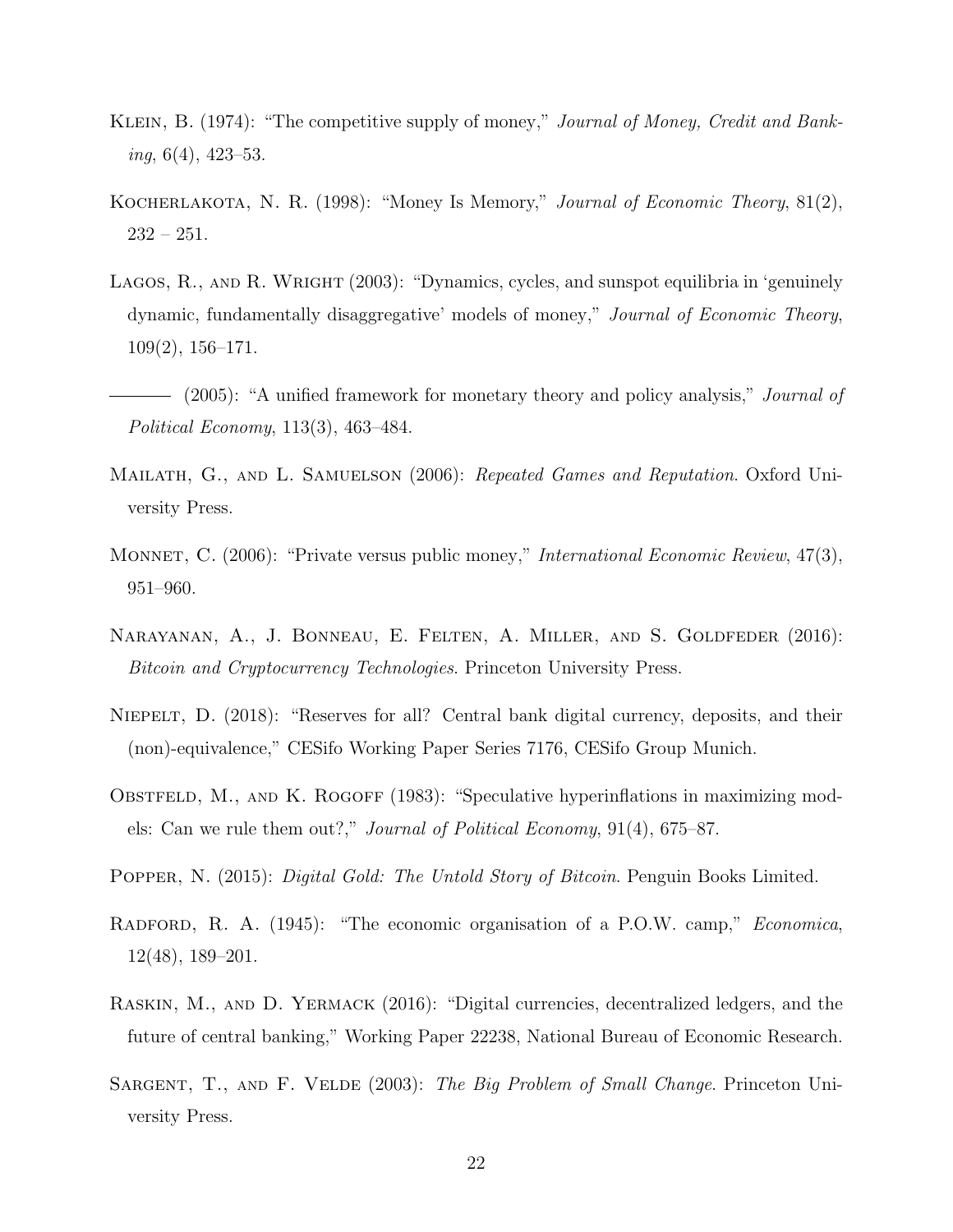Klein, B. (1974): "The competitive supply of money," *Journal of Money, Credit and Banking*, 6(4), 423–53.

Kocherlakota, N. R. (1998): "Money Is Memory," *Journal of Economic Theory*, 81(2), 232 – 251.

Lagos, R., and R. Wright (2003): "Dynamics, cycles, and sunspot equilibria in 'genuinely dynamic, fundamentally disaggregative' models of money," *Journal of Economic Theory*, 109(2), 156–171.

——— (2005): "A unified framework for monetary theory and policy analysis," *Journal of Political Economy*, 113(3), 463–484.

Mailath, G., and L. Samuelson (2006): *Repeated Games and Reputation*. Oxford University Press.

Monnet, C. (2006): "Private versus public money," *International Economic Review*, 47(3), 951–960.

Narayanan, A., J. Bonneau, E. Felten, A. Miller, and S. Goldfeder (2016): *Bitcoin and Cryptocurrency Technologies*. Princeton University Press.

Niepelt, D. (2018): "Reserves for all? Central bank digital currency, deposits, and their (non)-equivalence," CESifo Working Paper Series 7176, CESifo Group Munich.

Obstfeld, M., and K. Rogoff (1983): "Speculative hyperinflations in maximizing models: Can we rule them out?," *Journal of Political Economy*, 91(4), 675–87.

Popper, N. (2015): *Digital Gold: The Untold Story of Bitcoin*. Penguin Books Limited.

Radford, R. A. (1945): "The economic organisation of a P.O.W. camp," *Economica*, 12(48), 189–201.

Raskin, M., and D. Yermack (2016): "Digital currencies, decentralized ledgers, and the future of central banking," Working Paper 22238, National Bureau of Economic Research.

Sargent, T., and F. Velde (2003): *The Big Problem of Small Change*. Princeton University Press.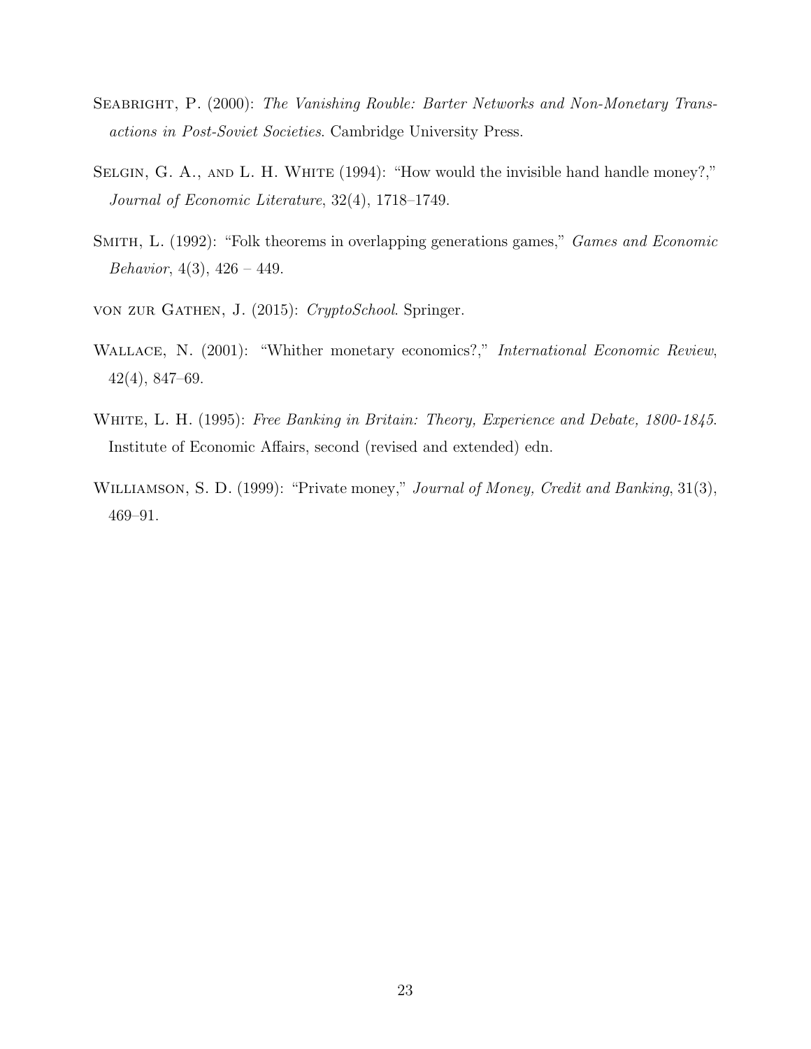Seabright, P. (2000): *The Vanishing Rouble: Barter Networks and Non-Monetary Transactions in Post-Soviet Societies*. Cambridge University Press.

Selgin, G. A., and L. H. White (1994): "How would the invisible hand handle money?," *Journal of Economic Literature*, 32(4), 1718–1749.

Smith, L. (1992): "Folk theorems in overlapping generations games," *Games and Economic Behavior*, 4(3), 426 – 449.

von zur Gathen, J. (2015): *CryptoSchool*. Springer.

Wallace, N. (2001): "Whither monetary economics?," *International Economic Review*, 42(4), 847–69.

White, L. H. (1995): *Free Banking in Britain: Theory, Experience and Debate, 1800-1845*. Institute of Economic Affairs, second (revised and extended) edn.

Williamson, S. D. (1999): "Private money," *Journal of Money, Credit and Banking*, 31(3), 469–91.